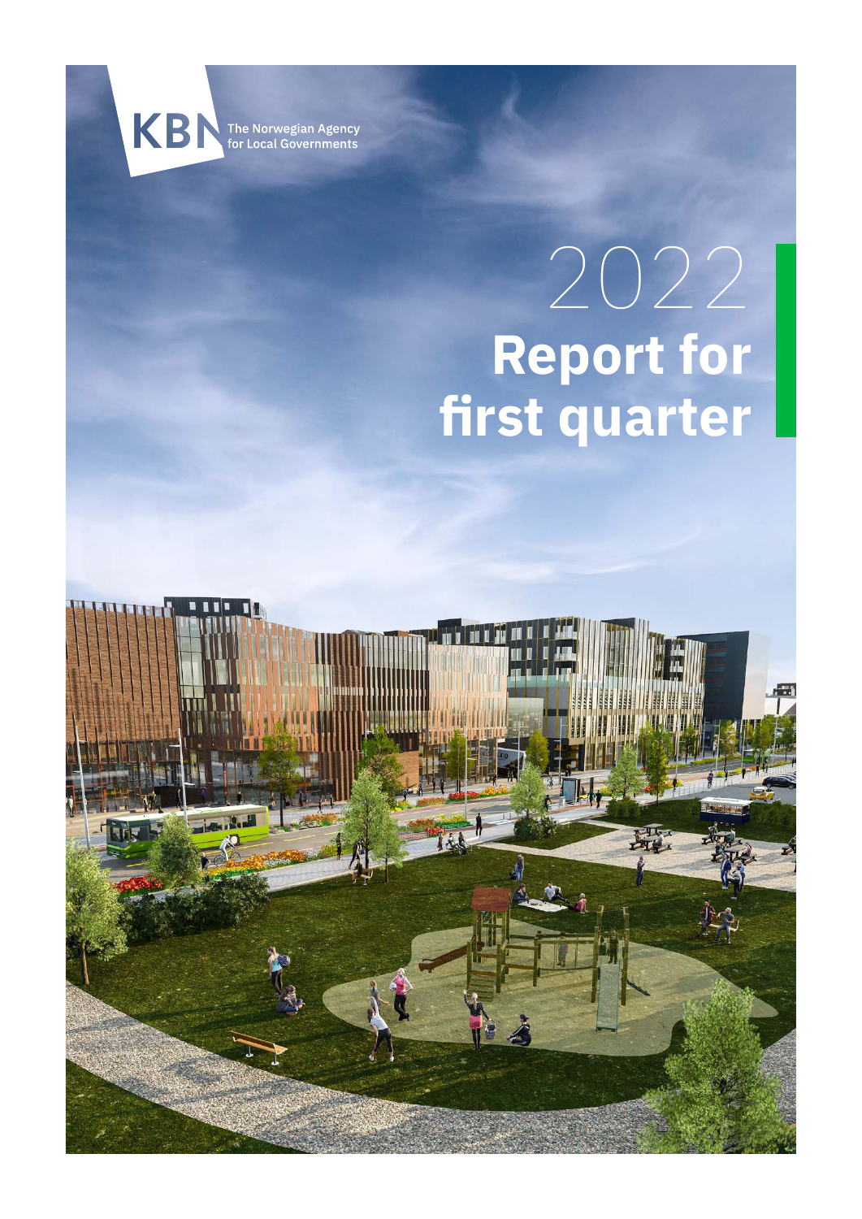KBN The Norwegian Agency for Local Governments

# 2022 Report for first quarter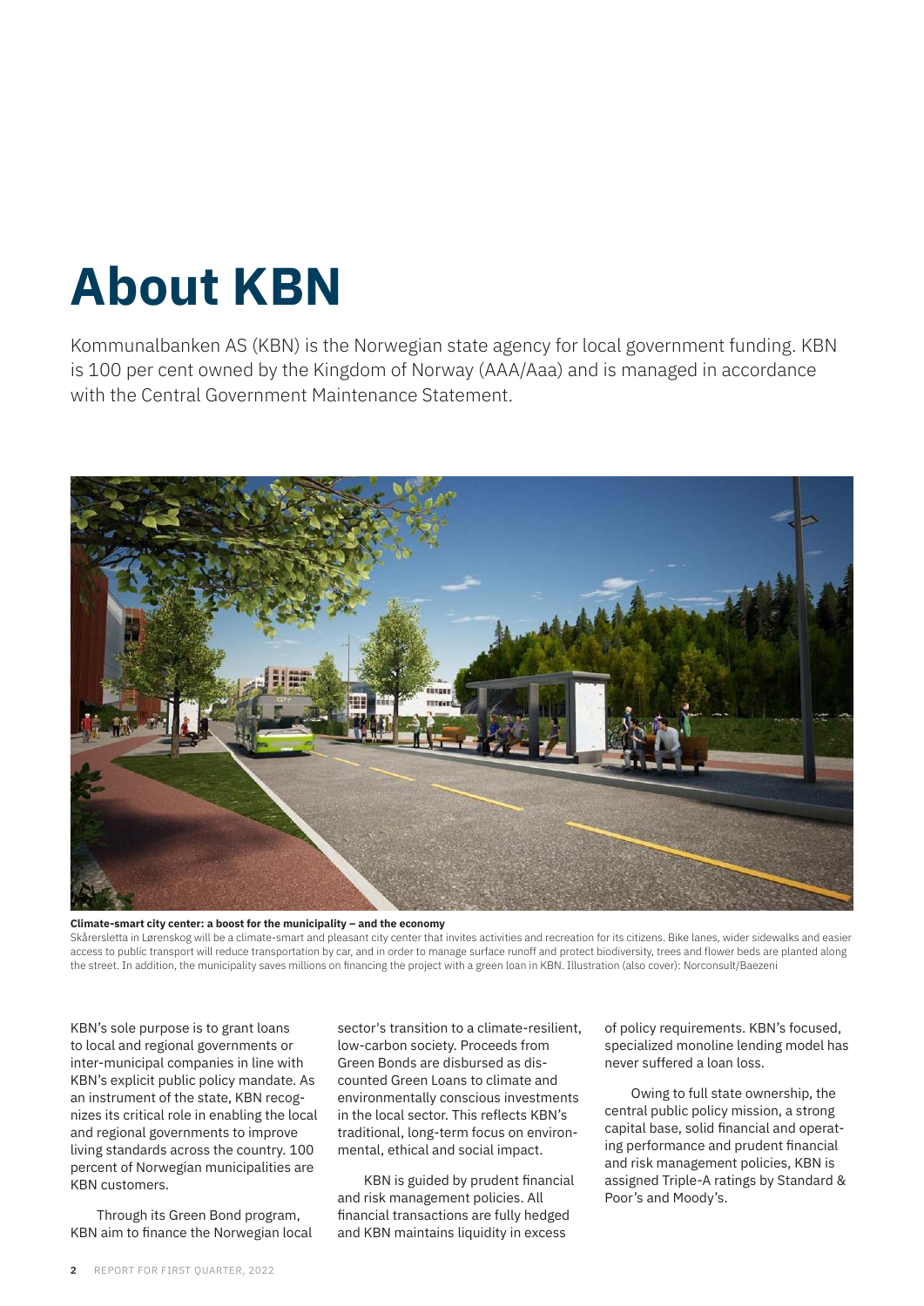# About KBN

Kommunalbanken AS (KBN) is the Norwegian state agency for local government funding. KBN is 100 per cent owned by the Kingdom of Norway (AAA/Aaa) and is managed in accordance with the Central Government Maintenance Statement.

**Climate-smart city center: a boost for the municipality – and the economy**

Skårersletta in Lørenskog will be a climate-smart and pleasant city center that invites activities and recreation for its citizens. Bike lanes, wider sidewalks and easier access to public transport will reduce transportation by car, and in order to manage surface runoff and protect biodiversity, trees and flower beds are planted along the street. In addition, the municipality saves millions on financing the project with a green loan in KBN. Illustration (also cover): Norconsult/Baezeni

KBN's sole purpose is to grant loans to local and regional governments or inter-municipal companies in line with KBN's explicit public policy mandate. As an instrument of the state, KBN recognizes its critical role in enabling the local and regional governments to improve living standards across the country. 100 percent of Norwegian municipalities are KBN customers.

Through its Green Bond program, KBN aim to finance the Norwegian local sector's transition to a climate-resilient, low-carbon society. Proceeds from Green Bonds are disbursed as discounted Green Loans to climate and environmentally conscious investments in the local sector. This reflects KBN's traditional, long-term focus on environmental, ethical and social impact.

KBN is guided by prudent financial and risk management policies. All financial transactions are fully hedged and KBN maintains liquidity in excess of policy requirements. KBN's focused, specialized monoline lending model has never suffered a loan loss.

Owing to full state ownership, the central public policy mission, a strong capital base, solid financial and operating performance and prudent financial and risk management policies, KBN is assigned Triple-A ratings by Standard & Poor's and Moody's.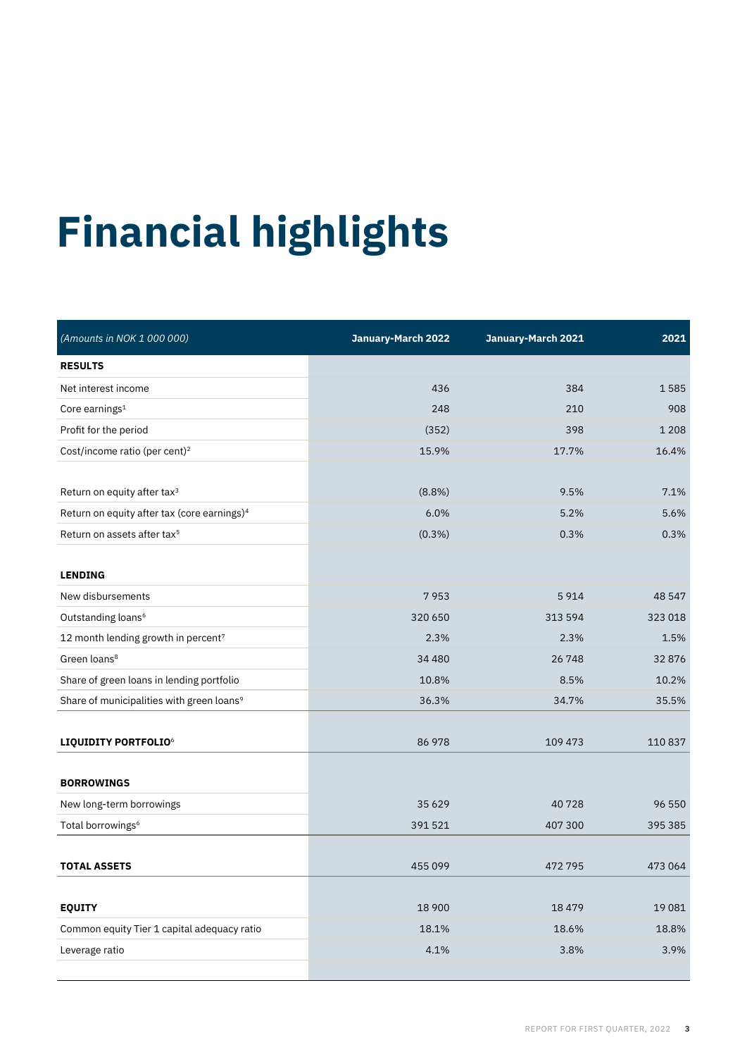# Financial highlights

| *(Amounts in NOK 1 000 000)* | January-March 2022 | January-March 2021 | 2021 |
|---|---|---|---|
| **RESULTS** | | | |
| Net interest income | 436 | 384 | 1 585 |
| Core earnings[1] | 248 | 210 | 908 |
| Profit for the period | (352) | 398 | 1 208 |
| Cost/income ratio (per cent)[2] | 15.9% | 17.7% | 16.4% |
| | | | |
| Return on equity after tax[3] | (8.8%) | 9.5% | 7.1% |
| Return on equity after tax (core earnings)[4] | 6.0% | 5.2% | 5.6% |
| Return on assets after tax[5] | (0.3%) | 0.3% | 0.3% |
| | | | |
| **LENDING** | | | |
| New disbursements | 7 953 | 5 914 | 48 547 |
| Outstanding loans[6] | 320 650 | 313 594 | 323 018 |
| 12 month lending growth in percent[7] | 2.3% | 2.3% | 1.5% |
| Green loans[8] | 34 480 | 26 748 | 32 876 |
| Share of green loans in lending portfolio | 10.8% | 8.5% | 10.2% |
| Share of municipalities with green loans[9] | 36.3% | 34.7% | 35.5% |
| | | | |
| **LIQUIDITY PORTFOLIO**[6] | 86 978 | 109 473 | 110 837 |
| | | | |
| **BORROWINGS** | | | |
| New long-term borrowings | 35 629 | 40 728 | 96 550 |
| Total borrowings[6] | 391 521 | 407 300 | 395 385 |
| | | | |
| **TOTAL ASSETS** | 455 099 | 472 795 | 473 064 |
| | | | |
| **EQUITY** | 18 900 | 18 479 | 19 081 |
| Common equity Tier 1 capital adequacy ratio | 18.1% | 18.6% | 18.8% |
| Leverage ratio | 4.1% | 3.8% | 3.9% |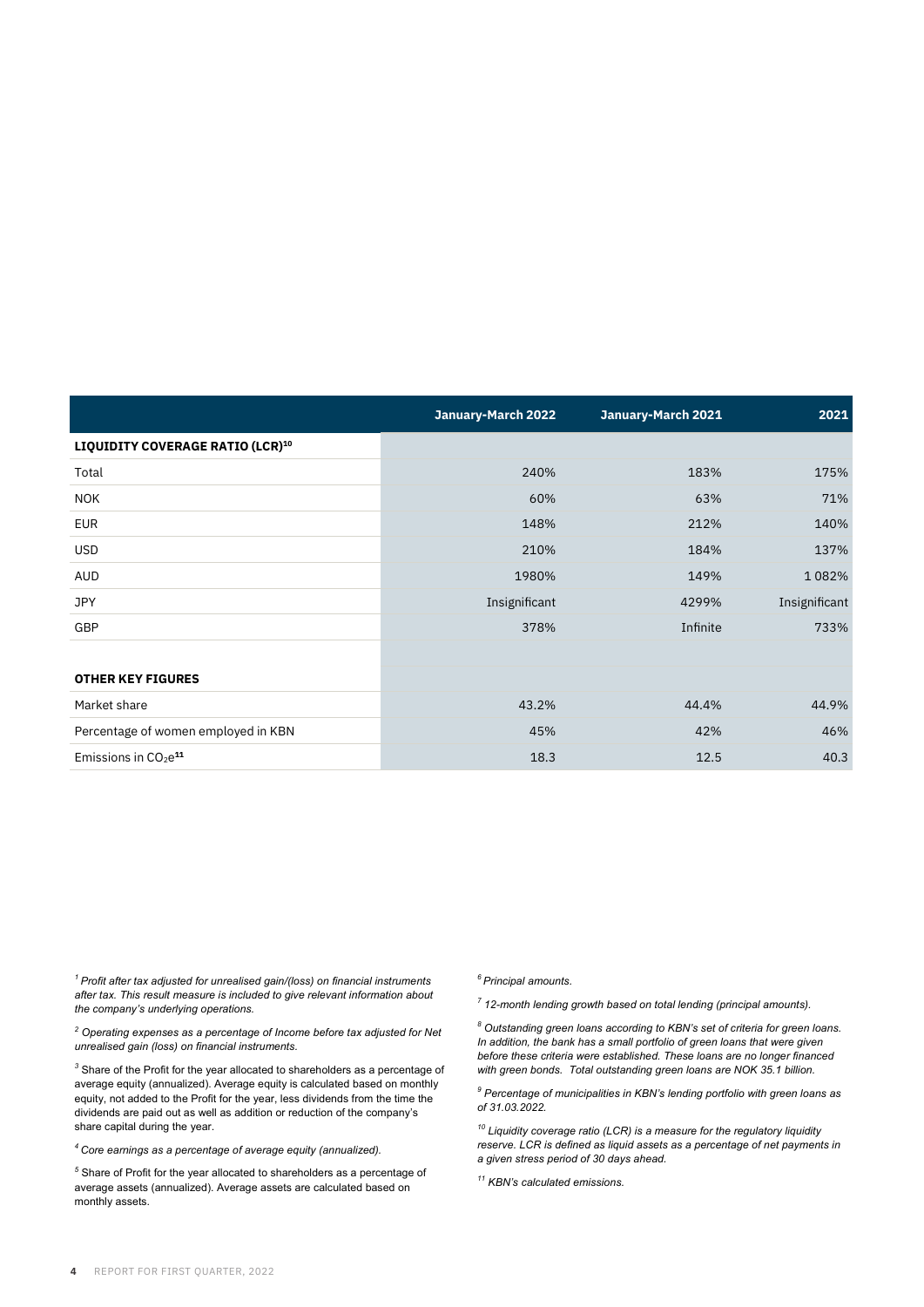| | January-March 2022 | January-March 2021 | 2021 |
|---|---|---|---|
| **LIQUIDITY COVERAGE RATIO (LCR)[10]** | | | |
| Total | 240% | 183% | 175% |
| NOK | 60% | 63% | 71% |
| EUR | 148% | 212% | 140% |
| USD | 210% | 184% | 137% |
| AUD | 1980% | 149% | 1 082% |
| JPY | Insignificant | 4299% | Insignificant |
| GBP | 378% | Infinite | 733% |
| | | | |
| **OTHER KEY FIGURES** | | | |
| Market share | 43.2% | 44.4% | 44.9% |
| Percentage of women employed in KBN | 45% | 42% | 46% |
| Emissions in $CO_2e$[11] | 18.3 | 12.5 | 40.3 |

[1] *Profit after tax adjusted for unrealised gain/(loss) on financial instruments after tax. This result measure is included to give relevant information about the company's underlying operations.*

[2] *Operating expenses as a percentage of Income before tax adjusted for Net unrealised gain (loss) on financial instruments.*

[3] Share of the Profit for the year allocated to shareholders as a percentage of average equity (annualized). Average equity is calculated based on monthly equity, not added to the Profit for the year, less dividends from the time the dividends are paid out as well as addition or reduction of the company's share capital during the year.

[4] *Core earnings as a percentage of average equity (annualized).*

[5] Share of Profit for the year allocated to shareholders as a percentage of average assets (annualized). Average assets are calculated based on monthly assets.

[6] *Principal amounts.*

[7] *12-month lending growth based on total lending (principal amounts).*

[8] *Outstanding green loans according to KBN's set of criteria for green loans. In addition, the bank has a small portfolio of green loans that were given before these criteria were established. These loans are no longer financed with green bonds. Total outstanding green loans are NOK 35.1 billion.*

[9] *Percentage of municipalities in KBN's lending portfolio with green loans as of 31.03.2022.*

[10] *Liquidity coverage ratio (LCR) is a measure for the regulatory liquidity reserve. LCR is defined as liquid assets as a percentage of net payments in a given stress period of 30 days ahead.*

[11] *KBN's calculated emissions.*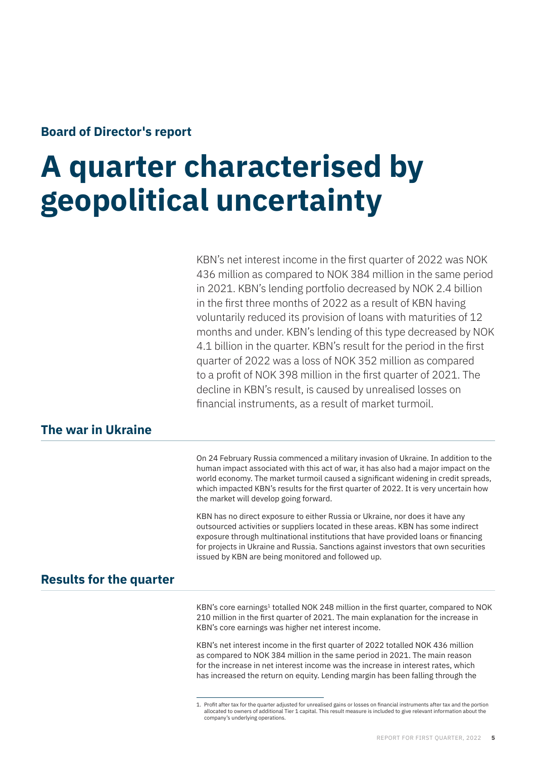**Board of Director's report**

# A quarter characterised by geopolitical uncertainty

KBN's net interest income in the first quarter of 2022 was NOK 436 million as compared to NOK 384 million in the same period in 2021. KBN's lending portfolio decreased by NOK 2.4 billion in the first three months of 2022 as a result of KBN having voluntarily reduced its provision of loans with maturities of 12 months and under. KBN's lending of this type decreased by NOK 4.1 billion in the quarter. KBN's result for the period in the first quarter of 2022 was a loss of NOK 352 million as compared to a profit of NOK 398 million in the first quarter of 2021. The decline in KBN's result, is caused by unrealised losses on financial instruments, as a result of market turmoil.

## The war in Ukraine

On 24 February Russia commenced a military invasion of Ukraine. In addition to the human impact associated with this act of war, it has also had a major impact on the world economy. The market turmoil caused a significant widening in credit spreads, which impacted KBN's results for the first quarter of 2022. It is very uncertain how the market will develop going forward.

KBN has no direct exposure to either Russia or Ukraine, nor does it have any outsourced activities or suppliers located in these areas. KBN has some indirect exposure through multinational institutions that have provided loans or financing for projects in Ukraine and Russia. Sanctions against investors that own securities issued by KBN are being monitored and followed up.

## Results for the quarter

KBN's core earnings[1] totalled NOK 248 million in the first quarter, compared to NOK 210 million in the first quarter of 2021. The main explanation for the increase in KBN's core earnings was higher net interest income.

KBN's net interest income in the first quarter of 2022 totalled NOK 436 million as compared to NOK 384 million in the same period in 2021. The main reason for the increase in net interest income was the increase in interest rates, which has increased the return on equity. Lending margin has been falling through the

1. Profit after tax for the quarter adjusted for unrealised gains or losses on financial instruments after tax and the portion allocated to owners of additional Tier 1 capital. This result measure is included to give relevant information about the company's underlying operations.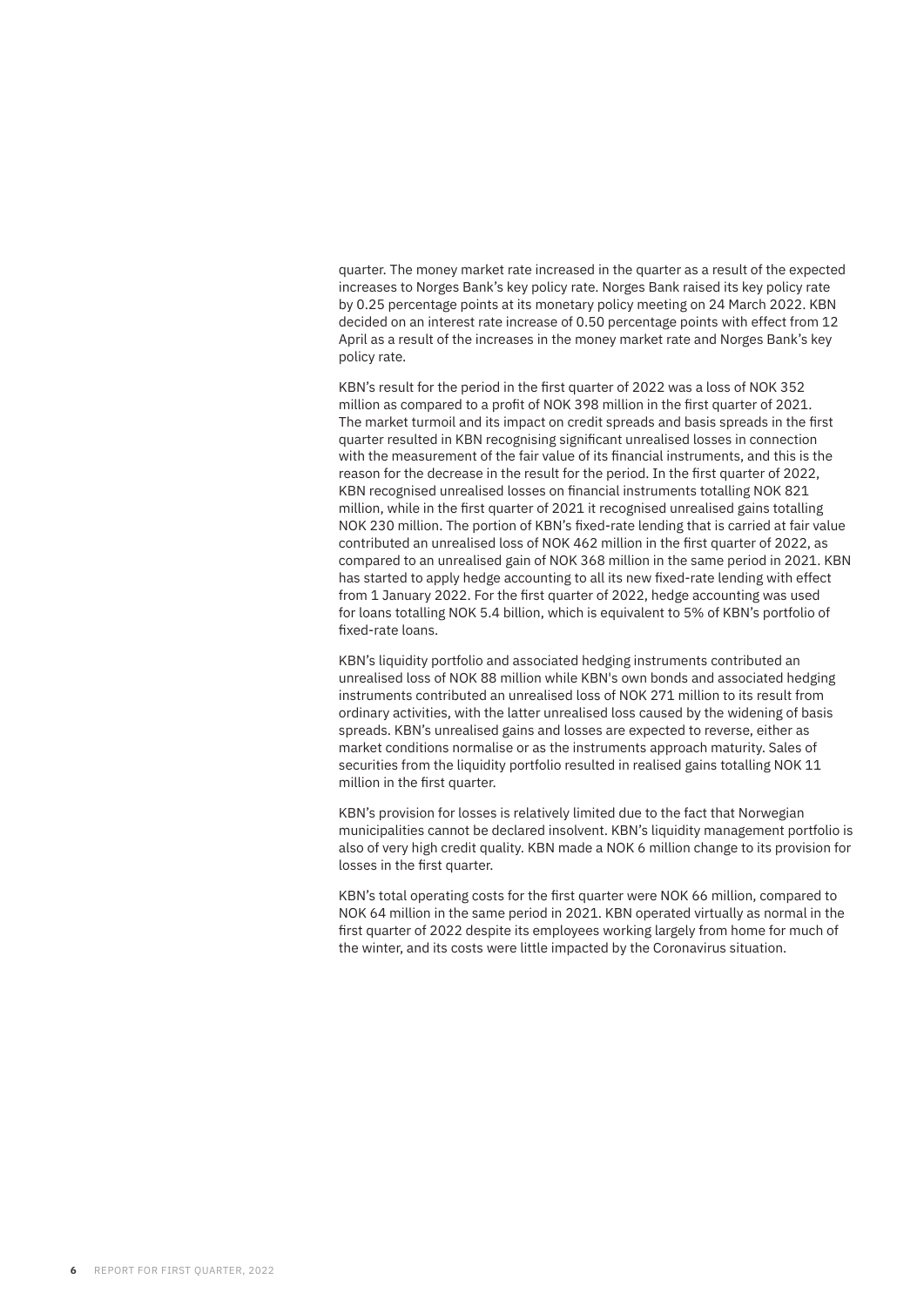quarter. The money market rate increased in the quarter as a result of the expected increases to Norges Bank's key policy rate. Norges Bank raised its key policy rate by 0.25 percentage points at its monetary policy meeting on 24 March 2022. KBN decided on an interest rate increase of 0.50 percentage points with effect from 12 April as a result of the increases in the money market rate and Norges Bank's key policy rate.

KBN's result for the period in the first quarter of 2022 was a loss of NOK 352 million as compared to a profit of NOK 398 million in the first quarter of 2021. The market turmoil and its impact on credit spreads and basis spreads in the first quarter resulted in KBN recognising significant unrealised losses in connection with the measurement of the fair value of its financial instruments, and this is the reason for the decrease in the result for the period. In the first quarter of 2022, KBN recognised unrealised losses on financial instruments totalling NOK 821 million, while in the first quarter of 2021 it recognised unrealised gains totalling NOK 230 million. The portion of KBN's fixed-rate lending that is carried at fair value contributed an unrealised loss of NOK 462 million in the first quarter of 2022, as compared to an unrealised gain of NOK 368 million in the same period in 2021. KBN has started to apply hedge accounting to all its new fixed-rate lending with effect from 1 January 2022. For the first quarter of 2022, hedge accounting was used for loans totalling NOK 5.4 billion, which is equivalent to 5% of KBN's portfolio of fixed-rate loans.

KBN's liquidity portfolio and associated hedging instruments contributed an unrealised loss of NOK 88 million while KBN's own bonds and associated hedging instruments contributed an unrealised loss of NOK 271 million to its result from ordinary activities, with the latter unrealised loss caused by the widening of basis spreads. KBN's unrealised gains and losses are expected to reverse, either as market conditions normalise or as the instruments approach maturity. Sales of securities from the liquidity portfolio resulted in realised gains totalling NOK 11 million in the first quarter.

KBN's provision for losses is relatively limited due to the fact that Norwegian municipalities cannot be declared insolvent. KBN's liquidity management portfolio is also of very high credit quality. KBN made a NOK 6 million change to its provision for losses in the first quarter.

KBN's total operating costs for the first quarter were NOK 66 million, compared to NOK 64 million in the same period in 2021. KBN operated virtually as normal in the first quarter of 2022 despite its employees working largely from home for much of the winter, and its costs were little impacted by the Coronavirus situation.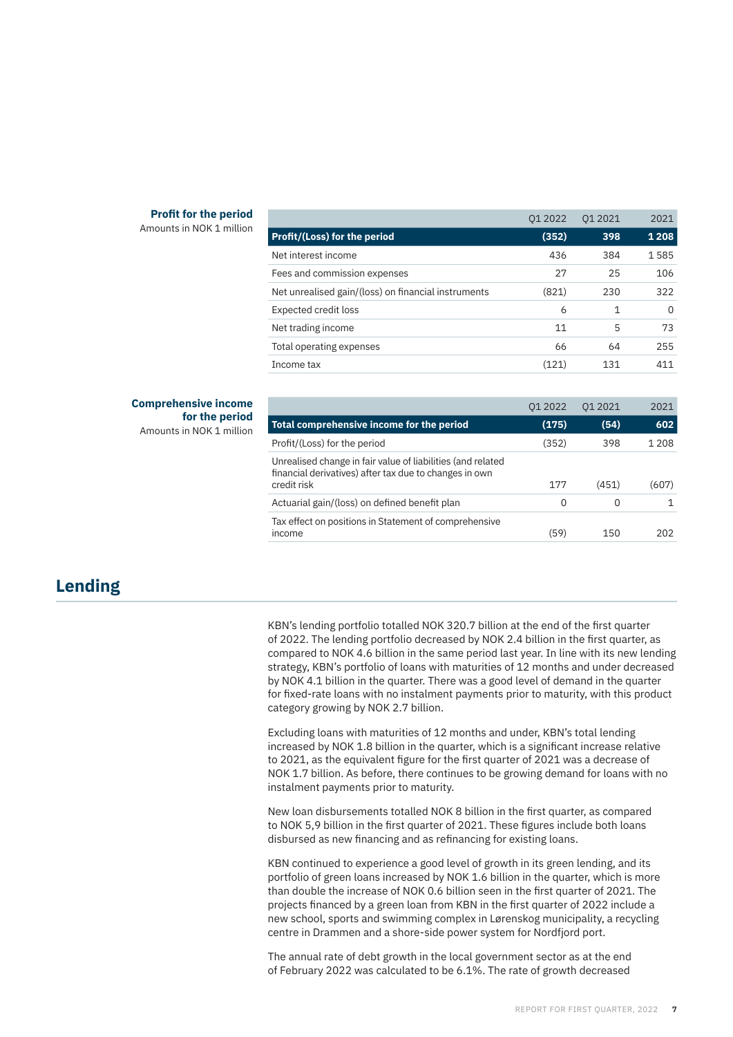**Profit for the period**
Amounts in NOK 1 million

| | Q1 2022 | Q1 2021 | 2021 |
|---|---|---|---|
| **Profit/(Loss) for the period** | **(352)** | **398** | **1 208** |
| Net interest income | 436 | 384 | 1 585 |
| Fees and commission expenses | 27 | 25 | 106 |
| Net unrealised gain/(loss) on financial instruments | (821) | 230 | 322 |
| Expected credit loss | 6 | 1 | 0 |
| Net trading income | 11 | 5 | 73 |
| Total operating expenses | 66 | 64 | 255 |
| Income tax | (121) | 131 | 411 |

**Comprehensive income for the period**
Amounts in NOK 1 million

| | Q1 2022 | Q1 2021 | 2021 |
|---|---|---|---|
| **Total comprehensive income for the period** | **(175)** | **(54)** | **602** |
| Profit/(Loss) for the period | (352) | 398 | 1 208 |
| Unrealised change in fair value of liabilities (and related financial derivatives) after tax due to changes in own credit risk | 177 | (451) | (607) |
| Actuarial gain/(loss) on defined benefit plan | 0 | 0 | 1 |
| Tax effect on positions in Statement of comprehensive income | (59) | 150 | 202 |

## Lending

KBN's lending portfolio totalled NOK 320.7 billion at the end of the first quarter of 2022. The lending portfolio decreased by NOK 2.4 billion in the first quarter, as compared to NOK 4.6 billion in the same period last year. In line with its new lending strategy, KBN's portfolio of loans with maturities of 12 months and under decreased by NOK 4.1 billion in the quarter. There was a good level of demand in the quarter for fixed-rate loans with no instalment payments prior to maturity, with this product category growing by NOK 2.7 billion.

Excluding loans with maturities of 12 months and under, KBN's total lending increased by NOK 1.8 billion in the quarter, which is a significant increase relative to 2021, as the equivalent figure for the first quarter of 2021 was a decrease of NOK 1.7 billion. As before, there continues to be growing demand for loans with no instalment payments prior to maturity.

New loan disbursements totalled NOK 8 billion in the first quarter, as compared to NOK 5,9 billion in the first quarter of 2021. These figures include both loans disbursed as new financing and as refinancing for existing loans.

KBN continued to experience a good level of growth in its green lending, and its portfolio of green loans increased by NOK 1.6 billion in the quarter, which is more than double the increase of NOK 0.6 billion seen in the first quarter of 2021. The projects financed by a green loan from KBN in the first quarter of 2022 include a new school, sports and swimming complex in Lørenskog municipality, a recycling centre in Drammen and a shore-side power system for Nordfjord port.

The annual rate of debt growth in the local government sector as at the end of February 2022 was calculated to be 6.1%. The rate of growth decreased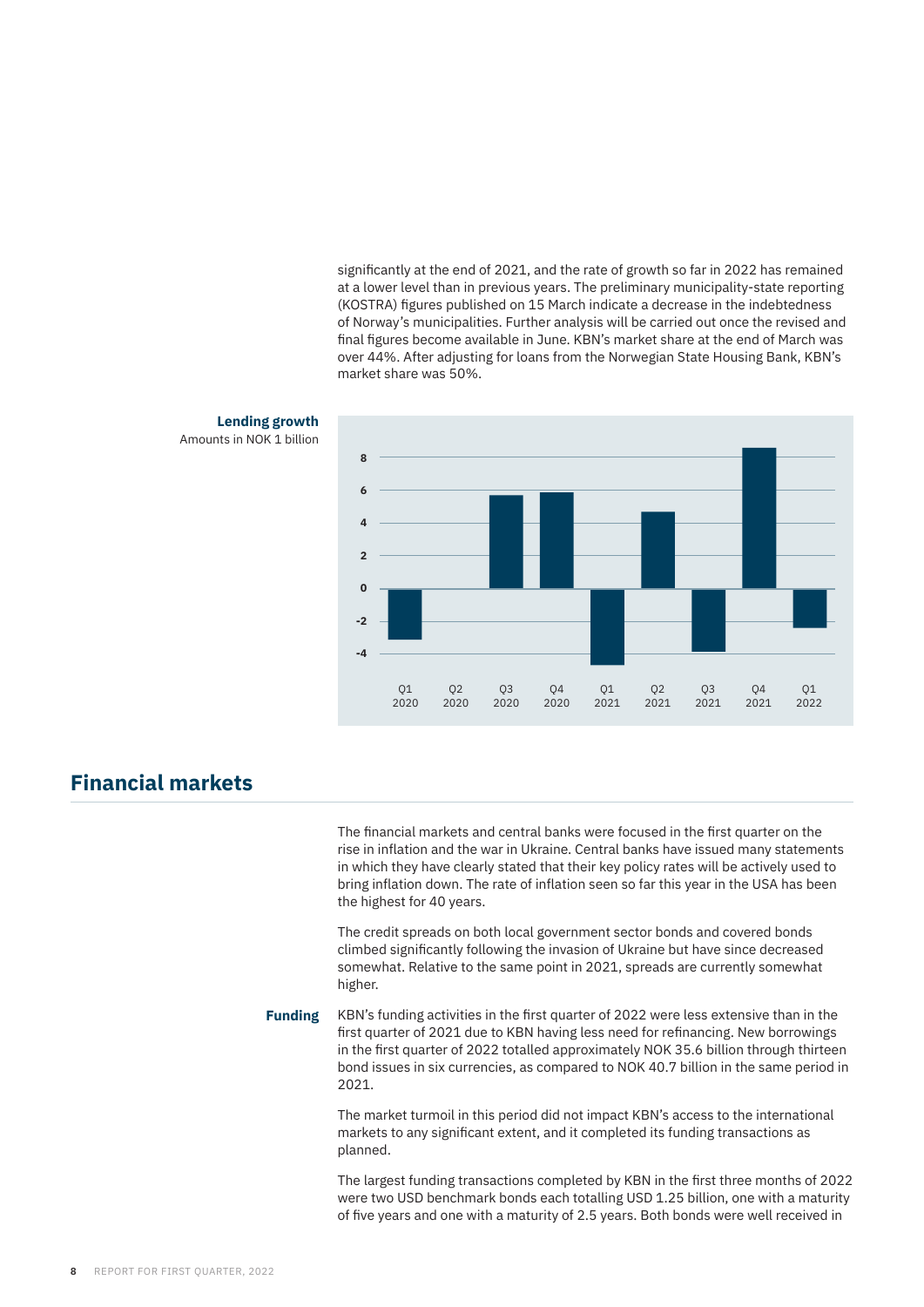significantly at the end of 2021, and the rate of growth so far in 2022 has remained at a lower level than in previous years. The preliminary municipality-state reporting (KOSTRA) figures published on 15 March indicate a decrease in the indebtedness of Norway's municipalities. Further analysis will be carried out once the revised and final figures become available in June. KBN's market share at the end of March was over 44%. After adjusting for loans from the Norwegian State Housing Bank, KBN's market share was 50%.

**Lending growth**
Amounts in NOK 1 billion

## Financial markets

The financial markets and central banks were focused in the first quarter on the rise in inflation and the war in Ukraine. Central banks have issued many statements in which they have clearly stated that their key policy rates will be actively used to bring inflation down. The rate of inflation seen so far this year in the USA has been the highest for 40 years.

The credit spreads on both local government sector bonds and covered bonds climbed significantly following the invasion of Ukraine but have since decreased somewhat. Relative to the same point in 2021, spreads are currently somewhat higher.

**Funding**

KBN's funding activities in the first quarter of 2022 were less extensive than in the first quarter of 2021 due to KBN having less need for refinancing. New borrowings in the first quarter of 2022 totalled approximately NOK 35.6 billion through thirteen bond issues in six currencies, as compared to NOK 40.7 billion in the same period in 2021.

The market turmoil in this period did not impact KBN's access to the international markets to any significant extent, and it completed its funding transactions as planned.

The largest funding transactions completed by KBN in the first three months of 2022 were two USD benchmark bonds each totalling USD 1.25 billion, one with a maturity of five years and one with a maturity of 2.5 years. Both bonds were well received in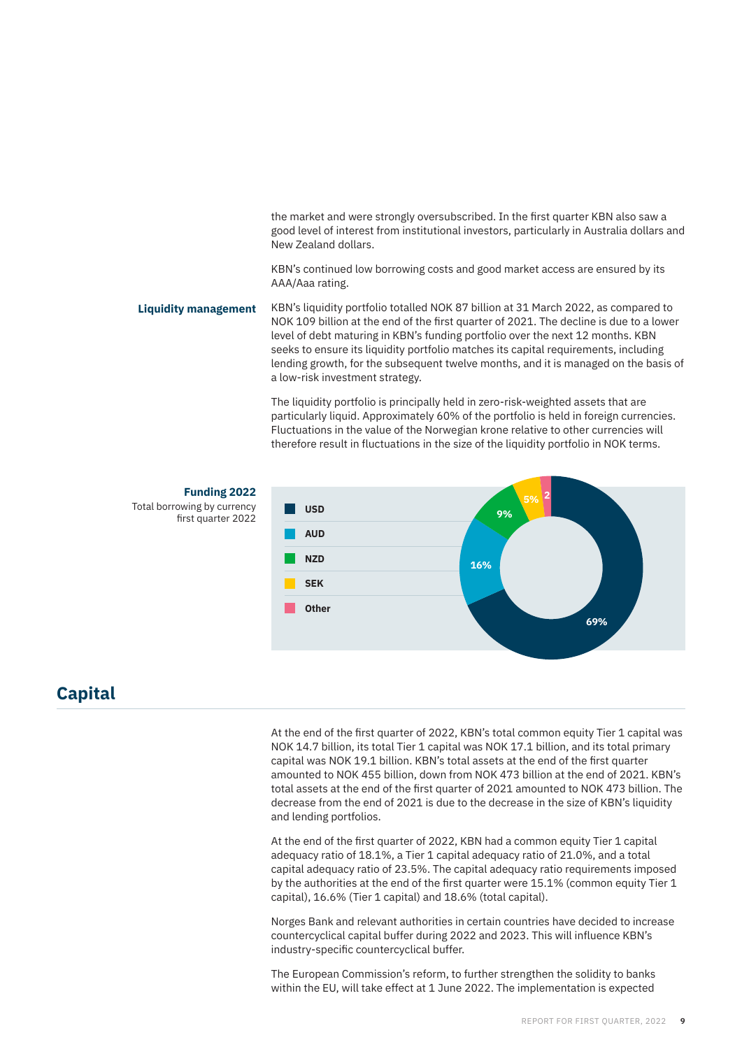the market and were strongly oversubscribed. In the first quarter KBN also saw a good level of interest from institutional investors, particularly in Australia dollars and New Zealand dollars.

KBN's continued low borrowing costs and good market access are ensured by its AAA/Aaa rating.

**Liquidity management**

KBN's liquidity portfolio totalled NOK 87 billion at 31 March 2022, as compared to NOK 109 billion at the end of the first quarter of 2021. The decline is due to a lower level of debt maturing in KBN's funding portfolio over the next 12 months. KBN seeks to ensure its liquidity portfolio matches its capital requirements, including lending growth, for the subsequent twelve months, and it is managed on the basis of a low-risk investment strategy.

The liquidity portfolio is principally held in zero-risk-weighted assets that are particularly liquid. Approximately 60% of the portfolio is held in foreign currencies. Fluctuations in the value of the Norwegian krone relative to other currencies will therefore result in fluctuations in the size of the liquidity portfolio in NOK terms.

**Funding 2022**

Total borrowing by currency first quarter 2022

| Currency | Share |
|---|---|
| USD | 69% |
| AUD | 16% |
| NZD | 9% |
| SEK | 5% |
| Other | 2 |

## Capital

At the end of the first quarter of 2022, KBN's total common equity Tier 1 capital was NOK 14.7 billion, its total Tier 1 capital was NOK 17.1 billion, and its total primary capital was NOK 19.1 billion. KBN's total assets at the end of the first quarter amounted to NOK 455 billion, down from NOK 473 billion at the end of 2021. KBN's total assets at the end of the first quarter of 2021 amounted to NOK 473 billion. The decrease from the end of 2021 is due to the decrease in the size of KBN's liquidity and lending portfolios.

At the end of the first quarter of 2022, KBN had a common equity Tier 1 capital adequacy ratio of 18.1%, a Tier 1 capital adequacy ratio of 21.0%, and a total capital adequacy ratio of 23.5%. The capital adequacy ratio requirements imposed by the authorities at the end of the first quarter were 15.1% (common equity Tier 1 capital), 16.6% (Tier 1 capital) and 18.6% (total capital).

Norges Bank and relevant authorities in certain countries have decided to increase countercyclical capital buffer during 2022 and 2023. This will influence KBN's industry-specific countercyclical buffer.

The European Commission's reform, to further strengthen the solidity to banks within the EU, will take effect at 1 June 2022. The implementation is expected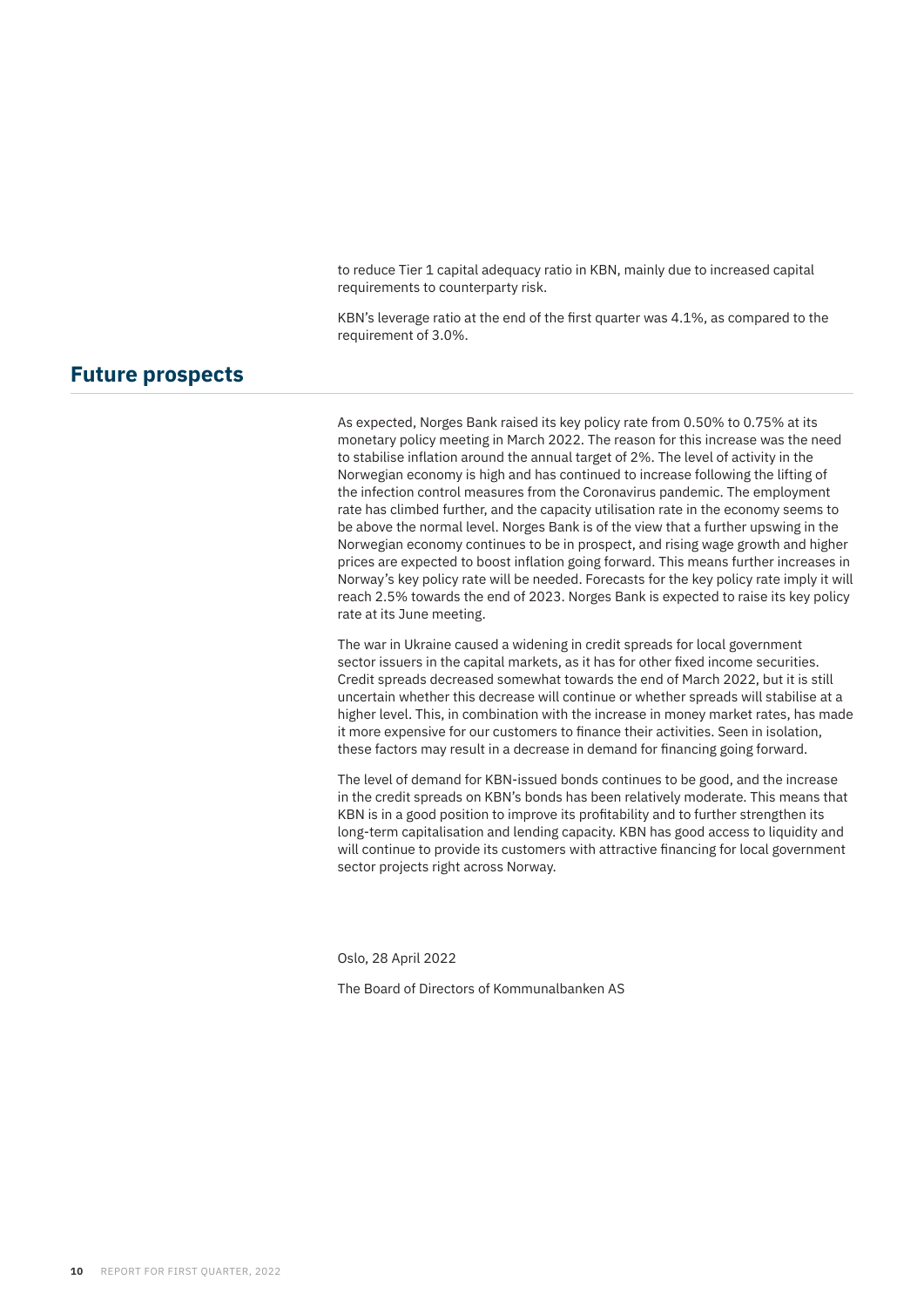to reduce Tier 1 capital adequacy ratio in KBN, mainly due to increased capital requirements to counterparty risk.

KBN's leverage ratio at the end of the first quarter was 4.1%, as compared to the requirement of 3.0%.

## Future prospects

As expected, Norges Bank raised its key policy rate from 0.50% to 0.75% at its monetary policy meeting in March 2022. The reason for this increase was the need to stabilise inflation around the annual target of 2%. The level of activity in the Norwegian economy is high and has continued to increase following the lifting of the infection control measures from the Coronavirus pandemic. The employment rate has climbed further, and the capacity utilisation rate in the economy seems to be above the normal level. Norges Bank is of the view that a further upswing in the Norwegian economy continues to be in prospect, and rising wage growth and higher prices are expected to boost inflation going forward. This means further increases in Norway's key policy rate will be needed. Forecasts for the key policy rate imply it will reach 2.5% towards the end of 2023. Norges Bank is expected to raise its key policy rate at its June meeting.

The war in Ukraine caused a widening in credit spreads for local government sector issuers in the capital markets, as it has for other fixed income securities. Credit spreads decreased somewhat towards the end of March 2022, but it is still uncertain whether this decrease will continue or whether spreads will stabilise at a higher level. This, in combination with the increase in money market rates, has made it more expensive for our customers to finance their activities. Seen in isolation, these factors may result in a decrease in demand for financing going forward.

The level of demand for KBN-issued bonds continues to be good, and the increase in the credit spreads on KBN's bonds has been relatively moderate. This means that KBN is in a good position to improve its profitability and to further strengthen its long-term capitalisation and lending capacity. KBN has good access to liquidity and will continue to provide its customers with attractive financing for local government sector projects right across Norway.

Oslo, 28 April 2022

The Board of Directors of Kommunalbanken AS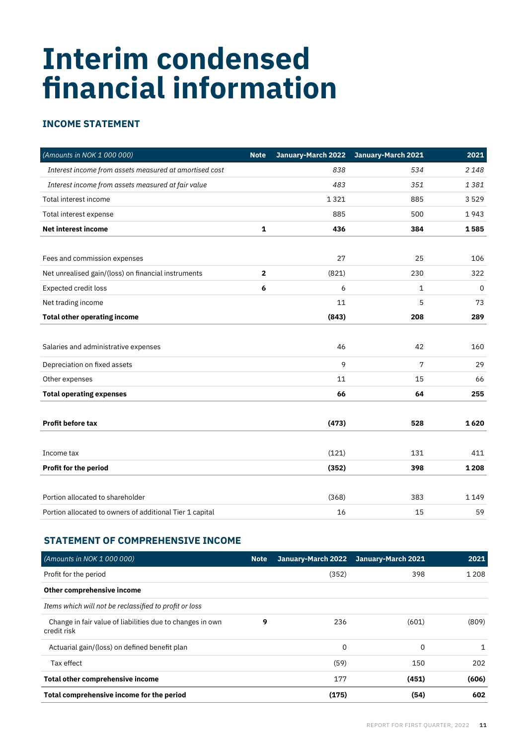# Interim condensed financial information

### INCOME STATEMENT

| *(Amounts in NOK 1 000 000)* | Note | January-March 2022 | January-March 2021 | 2021 |
|---|---|---|---|---|
| *Interest income from assets measured at amortised cost* | | *838* | *534* | *2 148* |
| *Interest income from assets measured at fair value* | | *483* | *351* | *1 381* |
| Total interest income | | 1 321 | 885 | 3 529 |
| Total interest expense | | 885 | 500 | 1 943 |
| **Net interest income** | **1** | **436** | **384** | **1 585** |
| | | | | |
| Fees and commission expenses | | 27 | 25 | 106 |
| Net unrealised gain/(loss) on financial instruments | **2** | (821) | 230 | 322 |
| Expected credit loss | **6** | 6 | 1 | 0 |
| Net trading income | | 11 | 5 | 73 |
| **Total other operating income** | | **(843)** | **208** | **289** |
| | | | | |
| Salaries and administrative expenses | | 46 | 42 | 160 |
| Depreciation on fixed assets | | 9 | 7 | 29 |
| Other expenses | | 11 | 15 | 66 |
| **Total operating expenses** | | **66** | **64** | **255** |
| | | | | |
| **Profit before tax** | | **(473)** | **528** | **1 620** |
| | | | | |
| Income tax | | (121) | 131 | 411 |
| **Profit for the period** | | **(352)** | **398** | **1 208** |
| | | | | |
| Portion allocated to shareholder | | (368) | 383 | 1 149 |
| Portion allocated to owners of additional Tier 1 capital | | 16 | 15 | 59 |

### STATEMENT OF COMPREHENSIVE INCOME

| *(Amounts in NOK 1 000 000)* | Note | January-March 2022 | January-March 2021 | 2021 |
|---|---|---|---|---|
| Profit for the period | | (352) | 398 | 1 208 |
| **Other comprehensive income** | | | | |
| *Items which will not be reclassified to profit or loss* | | | | |
| Change in fair value of liabilities due to changes in own credit risk | **9** | 236 | (601) | (809) |
| Actuarial gain/(loss) on defined benefit plan | | 0 | 0 | 1 |
| Tax effect | | (59) | 150 | 202 |
| **Total other comprehensive income** | | **177** | **(451)** | **(606)** |
| **Total comprehensive income for the period** | | **(175)** | **(54)** | **602** |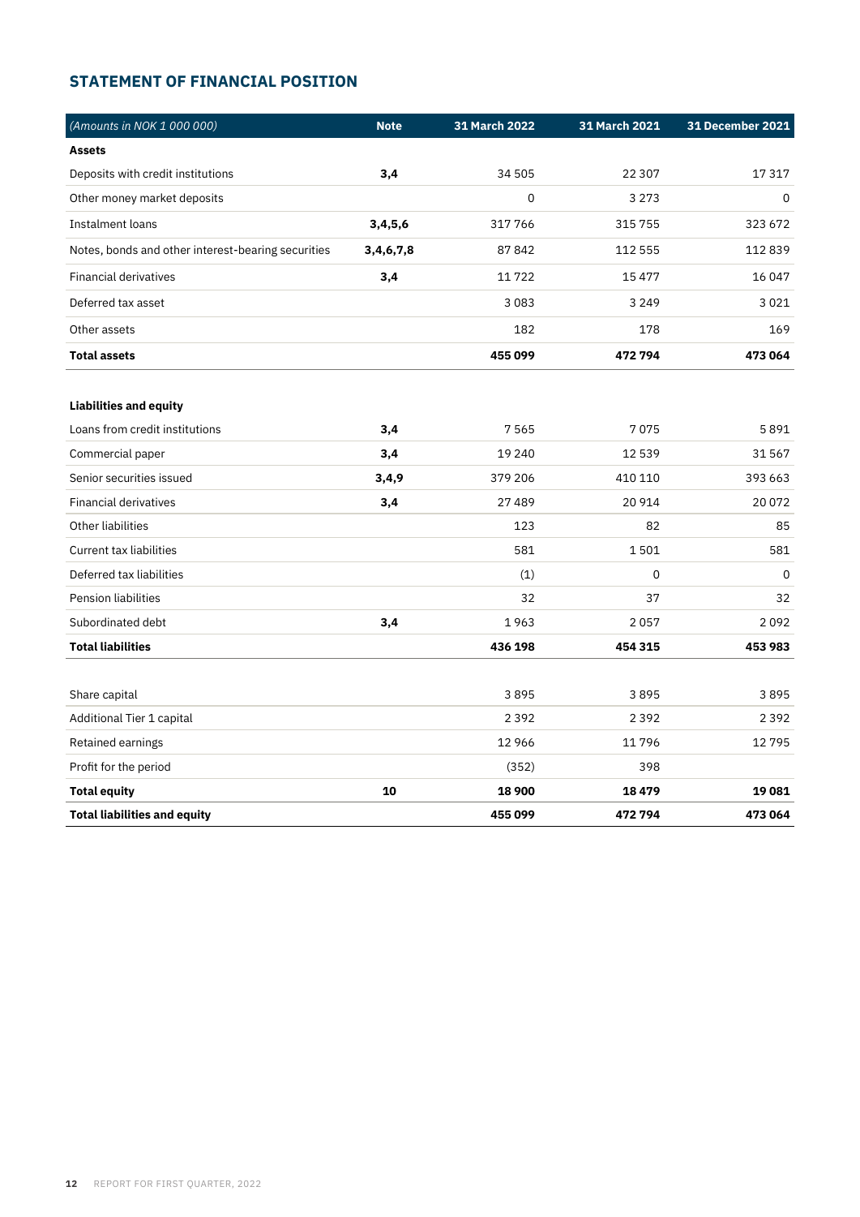## STATEMENT OF FINANCIAL POSITION

| *(Amounts in NOK 1 000 000)* | Note | 31 March 2022 | 31 March 2021 | 31 December 2021 |
|---|---|---|---|---|
| **Assets** | | | | |
| Deposits with credit institutions | **3,4** | 34 505 | 22 307 | 17 317 |
| Other money market deposits | | 0 | 3 273 | 0 |
| Instalment loans | **3,4,5,6** | 317 766 | 315 755 | 323 672 |
| Notes, bonds and other interest-bearing securities | **3,4,6,7,8** | 87 842 | 112 555 | 112 839 |
| Financial derivatives | **3,4** | 11 722 | 15 477 | 16 047 |
| Deferred tax asset | | 3 083 | 3 249 | 3 021 |
| Other assets | | 182 | 178 | 169 |
| **Total assets** | | **455 099** | **472 794** | **473 064** |
| | | | | |
| **Liabilities and equity** | | | | |
| Loans from credit institutions | **3,4** | 7 565 | 7 075 | 5 891 |
| Commercial paper | **3,4** | 19 240 | 12 539 | 31 567 |
| Senior securities issued | **3,4,9** | 379 206 | 410 110 | 393 663 |
| Financial derivatives | **3,4** | 27 489 | 20 914 | 20 072 |
| Other liabilities | | 123 | 82 | 85 |
| Current tax liabilities | | 581 | 1 501 | 581 |
| Deferred tax liabilities | | (1) | 0 | 0 |
| Pension liabilities | | 32 | 37 | 32 |
| Subordinated debt | **3,4** | 1 963 | 2 057 | 2 092 |
| **Total liabilities** | | **436 198** | **454 315** | **453 983** |
| | | | | |
| Share capital | | 3 895 | 3 895 | 3 895 |
| Additional Tier 1 capital | | 2 392 | 2 392 | 2 392 |
| Retained earnings | | 12 966 | 11 796 | 12 795 |
| Profit for the period | | (352) | 398 | |
| **Total equity** | **10** | **18 900** | **18 479** | **19 081** |
| **Total liabilities and equity** | | **455 099** | **472 794** | **473 064** |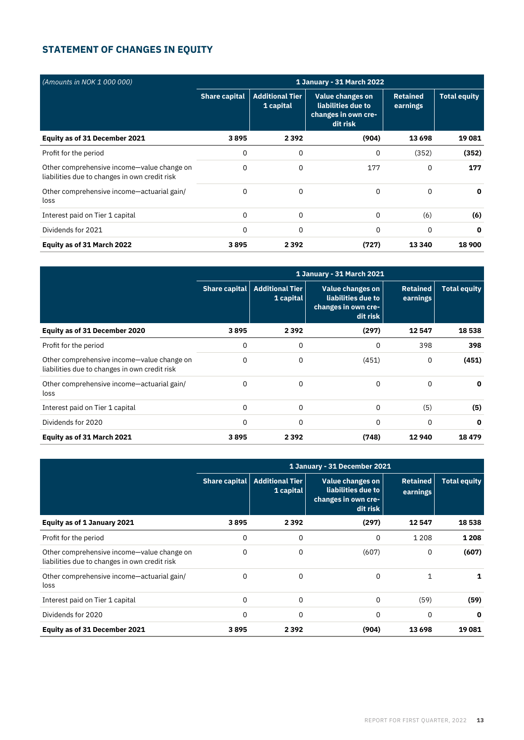## STATEMENT OF CHANGES IN EQUITY

| *(Amounts in NOK 1 000 000)* | 1 January - 31 March 2022 | | | | |
|---|---|---|---|---|---|
| | Share capital | Additional Tier 1 capital | Value changes on liabilities due to changes in own credit risk | Retained earnings | Total equity |
| **Equity as of 31 December 2021** | **3 895** | **2 392** | **(904)** | **13 698** | **19 081** |
| Profit for the period | 0 | 0 | 0 | (352) | **(352)** |
| Other comprehensive income—value change on liabilities due to changes in own credit risk | 0 | 0 | 177 | 0 | **177** |
| Other comprehensive income—actuarial gain/loss | 0 | 0 | 0 | 0 | **0** |
| Interest paid on Tier 1 capital | 0 | 0 | 0 | (6) | **(6)** |
| Dividends for 2021 | 0 | 0 | 0 | 0 | **0** |
| **Equity as of 31 March 2022** | **3 895** | **2 392** | **(727)** | **13 340** | **18 900** |

| | 1 January - 31 March 2021 | | | | |
|---|---|---|---|---|---|
| | Share capital | Additional Tier 1 capital | Value changes on liabilities due to changes in own credit risk | Retained earnings | Total equity |
| **Equity as of 31 December 2020** | **3 895** | **2 392** | **(297)** | **12 547** | **18 538** |
| Profit for the period | 0 | 0 | 0 | 398 | **398** |
| Other comprehensive income—value change on liabilities due to changes in own credit risk | 0 | 0 | (451) | 0 | **(451)** |
| Other comprehensive income—actuarial gain/loss | 0 | 0 | 0 | 0 | **0** |
| Interest paid on Tier 1 capital | 0 | 0 | 0 | (5) | **(5)** |
| Dividends for 2020 | 0 | 0 | 0 | 0 | **0** |
| **Equity as of 31 March 2021** | **3 895** | **2 392** | **(748)** | **12 940** | **18 479** |

| | 1 January - 31 December 2021 | | | | |
|---|---|---|---|---|---|
| | Share capital | Additional Tier 1 capital | Value changes on liabilities due to changes in own credit risk | Retained earnings | Total equity |
| **Equity as of 1 January 2021** | **3 895** | **2 392** | **(297)** | **12 547** | **18 538** |
| Profit for the period | 0 | 0 | 0 | 1 208 | **1 208** |
| Other comprehensive income—value change on liabilities due to changes in own credit risk | 0 | 0 | (607) | 0 | **(607)** |
| Other comprehensive income—actuarial gain/loss | 0 | 0 | 0 | 1 | **1** |
| Interest paid on Tier 1 capital | 0 | 0 | 0 | (59) | **(59)** |
| Dividends for 2020 | 0 | 0 | 0 | 0 | **0** |
| **Equity as of 31 December 2021** | **3 895** | **2 392** | **(904)** | **13 698** | **19 081** |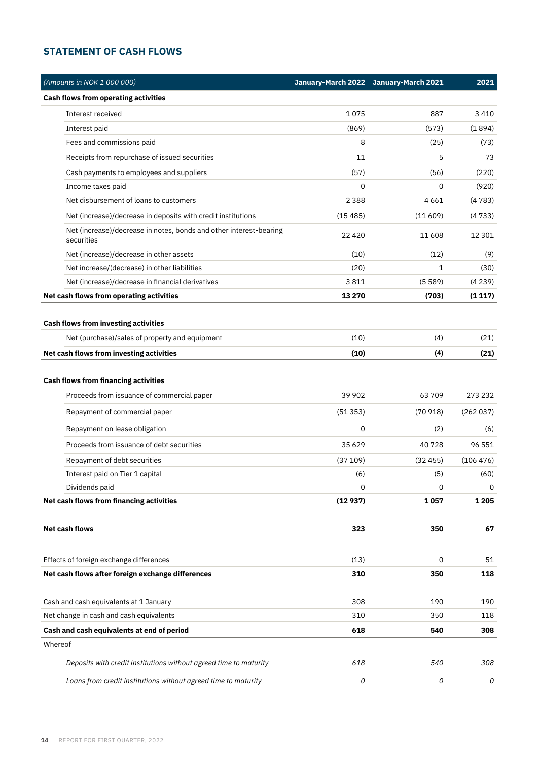## STATEMENT OF CASH FLOWS

| *(Amounts in NOK 1 000 000)* | January-March 2022 | January-March 2021 | 2021 |
|---|---|---|---|
| **Cash flows from operating activities** | | | |
| Interest received | 1 075 | 887 | 3 410 |
| Interest paid | (869) | (573) | (1 894) |
| Fees and commissions paid | 8 | (25) | (73) |
| Receipts from repurchase of issued securities | 11 | 5 | 73 |
| Cash payments to employees and suppliers | (57) | (56) | (220) |
| Income taxes paid | 0 | 0 | (920) |
| Net disbursement of loans to customers | 2 388 | 4 661 | (4 783) |
| Net (increase)/decrease in deposits with credit institutions | (15 485) | (11 609) | (4 733) |
| Net (increase)/decrease in notes, bonds and other interest-bearing securities | 22 420 | 11 608 | 12 301 |
| Net (increase)/decrease in other assets | (10) | (12) | (9) |
| Net increase/(decrease) in other liabilities | (20) | 1 | (30) |
| Net (increase)/decrease in financial derivatives | 3 811 | (5 589) | (4 239) |
| **Net cash flows from operating activities** | **13 270** | **(703)** | **(1 117)** |
| | | | |
| **Cash flows from investing activities** | | | |
| Net (purchase)/sales of property and equipment | (10) | (4) | (21) |
| **Net cash flows from investing activities** | **(10)** | **(4)** | **(21)** |
| | | | |
| **Cash flows from financing activities** | | | |
| Proceeds from issuance of commercial paper | 39 902 | 63 709 | 273 232 |
| Repayment of commercial paper | (51 353) | (70 918) | (262 037) |
| Repayment on lease obligation | 0 | (2) | (6) |
| Proceeds from issuance of debt securities | 35 629 | 40 728 | 96 551 |
| Repayment of debt securities | (37 109) | (32 455) | (106 476) |
| Interest paid on Tier 1 capital | (6) | (5) | (60) |
| Dividends paid | 0 | 0 | 0 |
| **Net cash flows from financing activities** | **(12 937)** | **1 057** | **1 205** |
| | | | |
| **Net cash flows** | **323** | **350** | **67** |
| | | | |
| Effects of foreign exchange differences | (13) | 0 | 51 |
| **Net cash flows after foreign exchange differences** | **310** | **350** | **118** |
| | | | |
| Cash and cash equivalents at 1 January | 308 | 190 | 190 |
| Net change in cash and cash equivalents | 310 | 350 | 118 |
| **Cash and cash equivalents at end of period** | **618** | **540** | **308** |
| Whereof | | | |
| *Deposits with credit institutions without agreed time to maturity* | *618* | *540* | *308* |
| *Loans from credit institutions without agreed time to maturity* | *0* | *0* | *0* |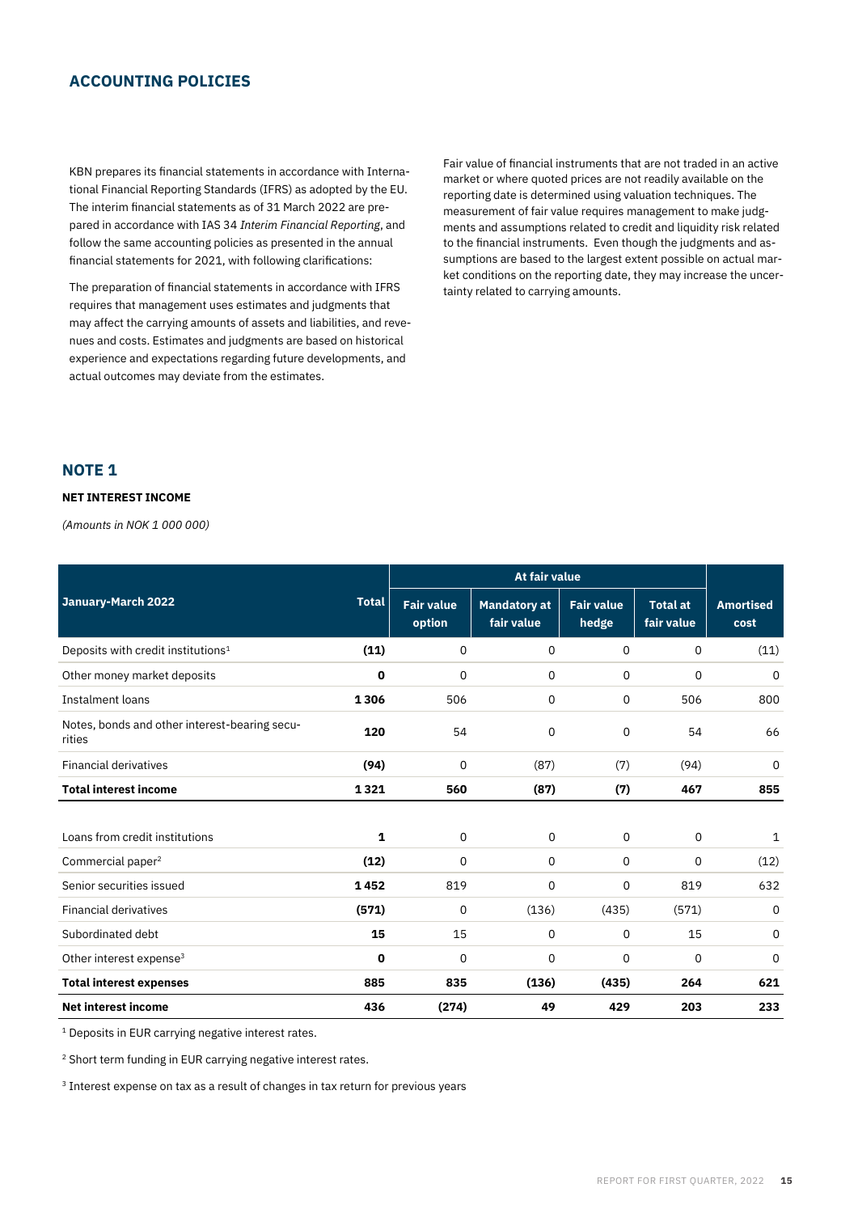## ACCOUNTING POLICIES

KBN prepares its financial statements in accordance with International Financial Reporting Standards (IFRS) as adopted by the EU. The interim financial statements as of 31 March 2022 are prepared in accordance with IAS 34 *Interim Financial Reporting*, and follow the same accounting policies as presented in the annual financial statements for 2021, with following clarifications:

The preparation of financial statements in accordance with IFRS requires that management uses estimates and judgments that may affect the carrying amounts of assets and liabilities, and revenues and costs. Estimates and judgments are based on historical experience and expectations regarding future developments, and actual outcomes may deviate from the estimates.

Fair value of financial instruments that are not traded in an active market or where quoted prices are not readily available on the reporting date is determined using valuation techniques. The measurement of fair value requires management to make judgments and assumptions related to credit and liquidity risk related to the financial instruments. Even though the judgments and assumptions are based to the largest extent possible on actual market conditions on the reporting date, they may increase the uncertainty related to carrying amounts.

## NOTE 1

### NET INTEREST INCOME

*(Amounts in NOK 1 000 000)*

| January-March 2022 | Total | At fair value | | | | Amortised cost |
|---|---|---|---|---|---|---|
| | | Fair value option | Mandatory at fair value | Fair value hedge | Total at fair value | |
| Deposits with credit institutions[1] | **(11)** | 0 | 0 | 0 | 0 | (11) |
| Other money market deposits | **0** | 0 | 0 | 0 | 0 | 0 |
| Instalment loans | **1 306** | 506 | 0 | 0 | 506 | 800 |
| Notes, bonds and other interest-bearing securities | **120** | 54 | 0 | 0 | 54 | 66 |
| Financial derivatives | **(94)** | 0 | (87) | (7) | (94) | 0 |
| **Total interest income** | **1 321** | **560** | **(87)** | **(7)** | **467** | **855** |
| | | | | | | |
| Loans from credit institutions | **1** | 0 | 0 | 0 | 0 | 1 |
| Commercial paper[2] | **(12)** | 0 | 0 | 0 | 0 | (12) |
| Senior securities issued | **1 452** | 819 | 0 | 0 | 819 | 632 |
| Financial derivatives | **(571)** | 0 | (136) | (435) | (571) | 0 |
| Subordinated debt | **15** | 15 | 0 | 0 | 15 | 0 |
| Other interest expense[3] | **0** | 0 | 0 | 0 | 0 | 0 |
| **Total interest expenses** | **885** | **835** | **(136)** | **(435)** | **264** | **621** |
| **Net interest income** | **436** | **(274)** | **49** | **429** | **203** | **233** |

[1] Deposits in EUR carrying negative interest rates.

[2] Short term funding in EUR carrying negative interest rates.

[3] Interest expense on tax as a result of changes in tax return for previous years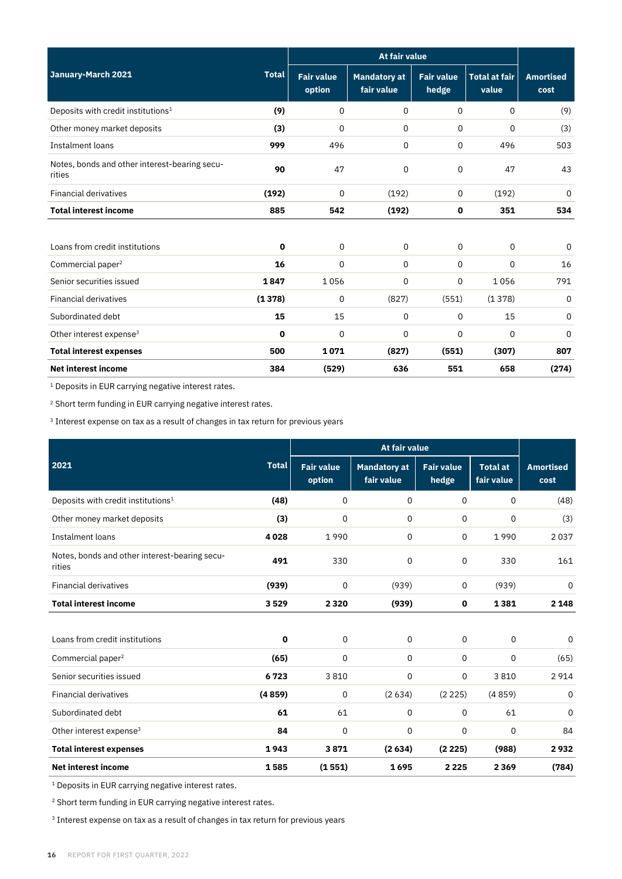| January-March 2021 | Total | At fair value | | | | Amortised cost |
|---|---|---|---|---|---|---|
| | | Fair value option | Mandatory at fair value | Fair value hedge | Total at fair value | |
| Deposits with credit institutions[1] | **(9)** | 0 | 0 | 0 | 0 | (9) |
| Other money market deposits | **(3)** | 0 | 0 | 0 | 0 | (3) |
| Instalment loans | **999** | 496 | 0 | 0 | 496 | 503 |
| Notes, bonds and other interest-bearing securities | **90** | 47 | 0 | 0 | 47 | 43 |
| Financial derivatives | **(192)** | 0 | (192) | 0 | (192) | 0 |
| **Total interest income** | **885** | **542** | **(192)** | **0** | **351** | **534** |
| | | | | | | |
| Loans from credit institutions | **0** | 0 | 0 | 0 | 0 | 0 |
| Commercial paper[2] | **16** | 0 | 0 | 0 | 0 | 16 |
| Senior securities issued | **1 847** | 1 056 | 0 | 0 | 1 056 | 791 |
| Financial derivatives | **(1 378)** | 0 | (827) | (551) | (1 378) | 0 |
| Subordinated debt | **15** | 15 | 0 | 0 | 15 | 0 |
| Other interest expense[3] | **0** | 0 | 0 | 0 | 0 | 0 |
| **Total interest expenses** | **500** | **1 071** | **(827)** | **(551)** | **(307)** | **807** |
| **Net interest income** | **384** | **(529)** | **636** | **551** | **658** | **(274)** |

[1] Deposits in EUR carrying negative interest rates.

[2] Short term funding in EUR carrying negative interest rates.

[3] Interest expense on tax as a result of changes in tax return for previous years

| 2021 | Total | At fair value | | | | Amortised cost |
|---|---|---|---|---|---|---|
| | | Fair value option | Mandatory at fair value | Fair value hedge | Total at fair value | |
| Deposits with credit institutions[1] | **(48)** | 0 | 0 | 0 | 0 | (48) |
| Other money market deposits | **(3)** | 0 | 0 | 0 | 0 | (3) |
| Instalment loans | **4 028** | 1 990 | 0 | 0 | 1 990 | 2 037 |
| Notes, bonds and other interest-bearing securities | **491** | 330 | 0 | 0 | 330 | 161 |
| Financial derivatives | **(939)** | 0 | (939) | 0 | (939) | 0 |
| **Total interest income** | **3 529** | **2 320** | **(939)** | **0** | **1 381** | **2 148** |
| | | | | | | |
| Loans from credit institutions | **0** | 0 | 0 | 0 | 0 | 0 |
| Commercial paper[2] | **(65)** | 0 | 0 | 0 | 0 | (65) |
| Senior securities issued | **6 723** | 3 810 | 0 | 0 | 3 810 | 2 914 |
| Financial derivatives | **(4 859)** | 0 | (2 634) | (2 225) | (4 859) | 0 |
| Subordinated debt | **61** | 61 | 0 | 0 | 61 | 0 |
| Other interest expense[3] | **84** | 0 | 0 | 0 | 0 | 84 |
| **Total interest expenses** | **1 943** | **3 871** | **(2 634)** | **(2 225)** | **(988)** | **2 932** |
| **Net interest income** | **1 585** | **(1 551)** | **1 695** | **2 225** | **2 369** | **(784)** |

[1] Deposits in EUR carrying negative interest rates.

[2] Short term funding in EUR carrying negative interest rates.

[3] Interest expense on tax as a result of changes in tax return for previous years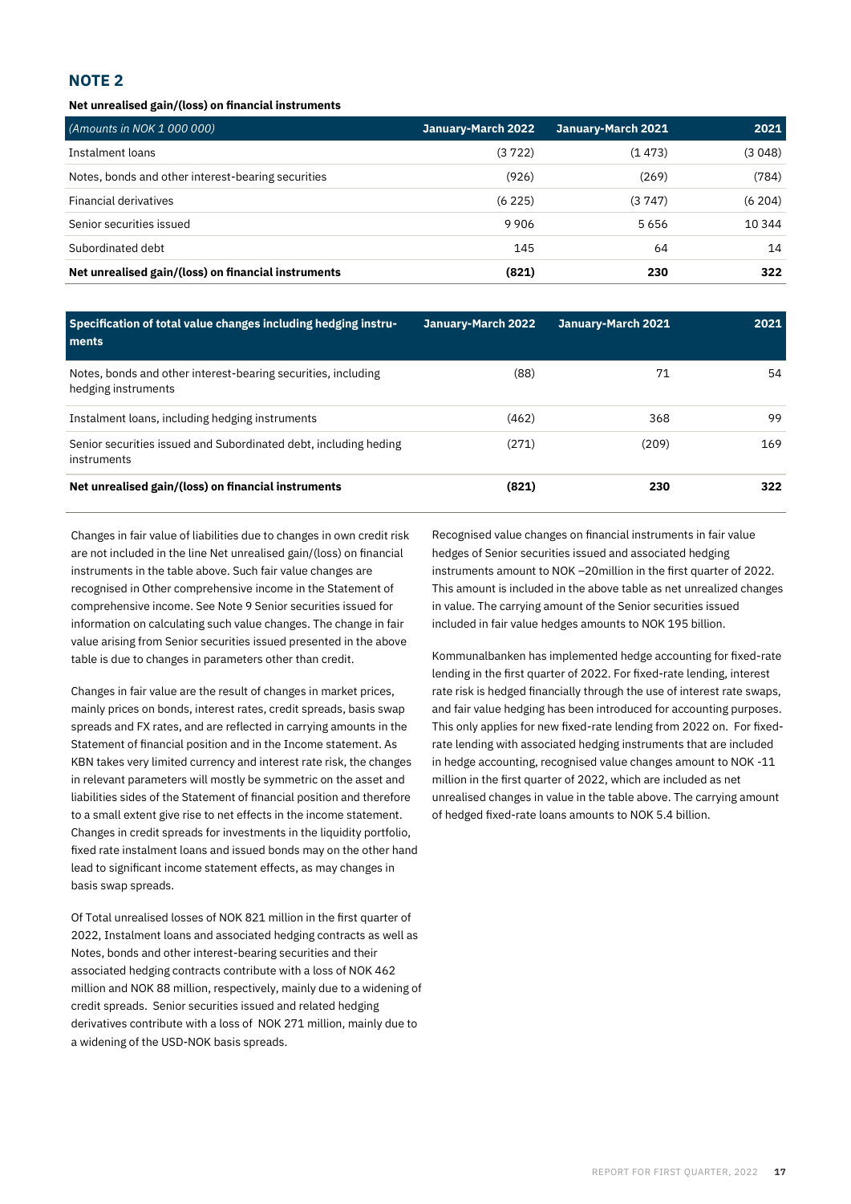## NOTE 2

**Net unrealised gain/(loss) on financial instruments**

| *(Amounts in NOK 1 000 000)* | January-March 2022 | January-March 2021 | 2021 |
|---|---|---|---|
| Instalment loans | (3 722) | (1 473) | (3 048) |
| Notes, bonds and other interest-bearing securities | (926) | (269) | (784) |
| Financial derivatives | (6 225) | (3 747) | (6 204) |
| Senior securities issued | 9 906 | 5 656 | 10 344 |
| Subordinated debt | 145 | 64 | 14 |
| **Net unrealised gain/(loss) on financial instruments** | **(821)** | **230** | **322** |

| Specification of total value changes including hedging instruments | January-March 2022 | January-March 2021 | 2021 |
|---|---|---|---|
| Notes, bonds and other interest-bearing securities, including hedging instruments | (88) | 71 | 54 |
| Instalment loans, including hedging instruments | (462) | 368 | 99 |
| Senior securities issued and Subordinated debt, including heding instruments | (271) | (209) | 169 |
| **Net unrealised gain/(loss) on financial instruments** | **(821)** | **230** | **322** |

Changes in fair value of liabilities due to changes in own credit risk are not included in the line Net unrealised gain/(loss) on financial instruments in the table above. Such fair value changes are recognised in Other comprehensive income in the Statement of comprehensive income. See Note 9 Senior securities issued for information on calculating such value changes. The change in fair value arising from Senior securities issued presented in the above table is due to changes in parameters other than credit.

Changes in fair value are the result of changes in market prices, mainly prices on bonds, interest rates, credit spreads, basis swap spreads and FX rates, and are reflected in carrying amounts in the Statement of financial position and in the Income statement. As KBN takes very limited currency and interest rate risk, the changes in relevant parameters will mostly be symmetric on the asset and liabilities sides of the Statement of financial position and therefore to a small extent give rise to net effects in the income statement. Changes in credit spreads for investments in the liquidity portfolio, fixed rate instalment loans and issued bonds may on the other hand lead to significant income statement effects, as may changes in basis swap spreads.

Of Total unrealised losses of NOK 821 million in the first quarter of 2022, Instalment loans and associated hedging contracts as well as Notes, bonds and other interest-bearing securities and their associated hedging contracts contribute with a loss of NOK 462 million and NOK 88 million, respectively, mainly due to a widening of credit spreads. Senior securities issued and related hedging derivatives contribute with a loss of NOK 271 million, mainly due to a widening of the USD-NOK basis spreads.

Recognised value changes on financial instruments in fair value hedges of Senior securities issued and associated hedging instruments amount to NOK –20million in the first quarter of 2022. This amount is included in the above table as net unrealized changes in value. The carrying amount of the Senior securities issued included in fair value hedges amounts to NOK 195 billion.

Kommunalbanken has implemented hedge accounting for fixed-rate lending in the first quarter of 2022. For fixed-rate lending, interest rate risk is hedged financially through the use of interest rate swaps, and fair value hedging has been introduced for accounting purposes. This only applies for new fixed-rate lending from 2022 on. For fixed-rate lending with associated hedging instruments that are included in hedge accounting, recognised value changes amount to NOK -11 million in the first quarter of 2022, which are included as net unrealised changes in value in the table above. The carrying amount of hedged fixed-rate loans amounts to NOK 5.4 billion.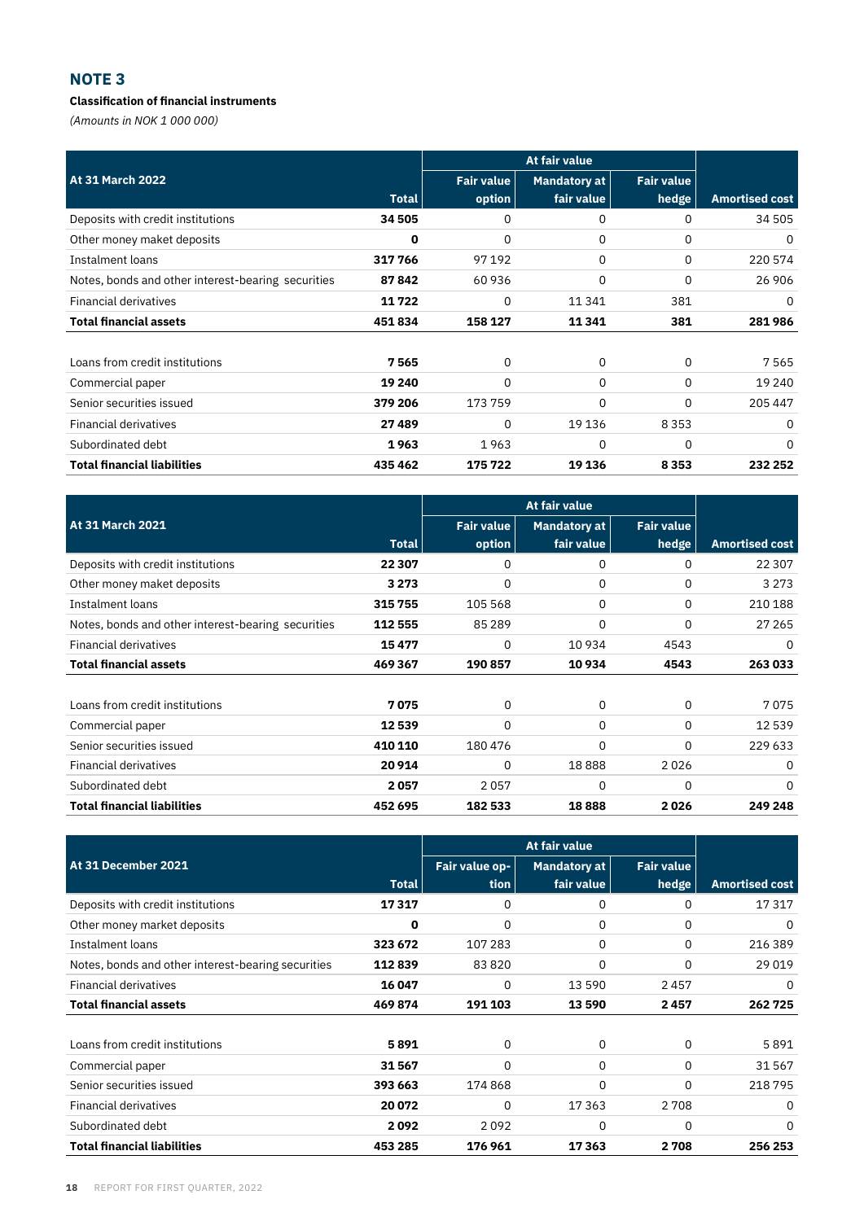## NOTE 3

**Classification of financial instruments**

*(Amounts in NOK 1 000 000)*

| At 31 March 2022 | Total | At fair value | | | Amortised cost |
|---|---|---|---|---|---|
| | | Fair value option | Mandatory at fair value | Fair value hedge | |
| Deposits with credit institutions | **34 505** | 0 | 0 | 0 | 34 505 |
| Other money maket deposits | **0** | 0 | 0 | 0 | 0 |
| Instalment loans | **317 766** | 97 192 | 0 | 0 | 220 574 |
| Notes, bonds and other interest-bearing securities | **87 842** | 60 936 | 0 | 0 | 26 906 |
| Financial derivatives | **11 722** | 0 | 11 341 | 381 | 0 |
| **Total financial assets** | **451 834** | **158 127** | **11 341** | **381** | **281 986** |
| | | | | | |
| Loans from credit institutions | **7 565** | 0 | 0 | 0 | 7 565 |
| Commercial paper | **19 240** | 0 | 0 | 0 | 19 240 |
| Senior securities issued | **379 206** | 173 759 | 0 | 0 | 205 447 |
| Financial derivatives | **27 489** | 0 | 19 136 | 8 353 | 0 |
| Subordinated debt | **1 963** | 1 963 | 0 | 0 | 0 |
| **Total financial liabilities** | **435 462** | **175 722** | **19 136** | **8 353** | **232 252** |

| At 31 March 2021 | Total | At fair value | | | Amortised cost |
|---|---|---|---|---|---|
| | | Fair value option | Mandatory at fair value | Fair value hedge | |
| Deposits with credit institutions | **22 307** | 0 | 0 | 0 | 22 307 |
| Other money maket deposits | **3 273** | 0 | 0 | 0 | 3 273 |
| Instalment loans | **315 755** | 105 568 | 0 | 0 | 210 188 |
| Notes, bonds and other interest-bearing securities | **112 555** | 85 289 | 0 | 0 | 27 265 |
| Financial derivatives | **15 477** | 0 | 10 934 | 4543 | 0 |
| **Total financial assets** | **469 367** | **190 857** | **10 934** | **4543** | **263 033** |
| | | | | | |
| Loans from credit institutions | **7 075** | 0 | 0 | 0 | 7 075 |
| Commercial paper | **12 539** | 0 | 0 | 0 | 12 539 |
| Senior securities issued | **410 110** | 180 476 | 0 | 0 | 229 633 |
| Financial derivatives | **20 914** | 0 | 18 888 | 2 026 | 0 |
| Subordinated debt | **2 057** | 2 057 | 0 | 0 | 0 |
| **Total financial liabilities** | **452 695** | **182 533** | **18 888** | **2 026** | **249 248** |

| At 31 December 2021 | Total | At fair value | | | Amortised cost |
|---|---|---|---|---|---|
| | | Fair value option | Mandatory at fair value | Fair value hedge | |
| Deposits with credit institutions | **17 317** | 0 | 0 | 0 | 17 317 |
| Other money market deposits | **0** | 0 | 0 | 0 | 0 |
| Instalment loans | **323 672** | 107 283 | 0 | 0 | 216 389 |
| Notes, bonds and other interest-bearing securities | **112 839** | 83 820 | 0 | 0 | 29 019 |
| Financial derivatives | **16 047** | 0 | 13 590 | 2 457 | 0 |
| **Total financial assets** | **469 874** | **191 103** | **13 590** | **2 457** | **262 725** |
| | | | | | |
| Loans from credit institutions | **5 891** | 0 | 0 | 0 | 5 891 |
| Commercial paper | **31 567** | 0 | 0 | 0 | 31 567 |
| Senior securities issued | **393 663** | 174 868 | 0 | 0 | 218 795 |
| Financial derivatives | **20 072** | 0 | 17 363 | 2 708 | 0 |
| Subordinated debt | **2 092** | 2 092 | 0 | 0 | 0 |
| **Total financial liabilities** | **453 285** | **176 961** | **17 363** | **2 708** | **256 253** |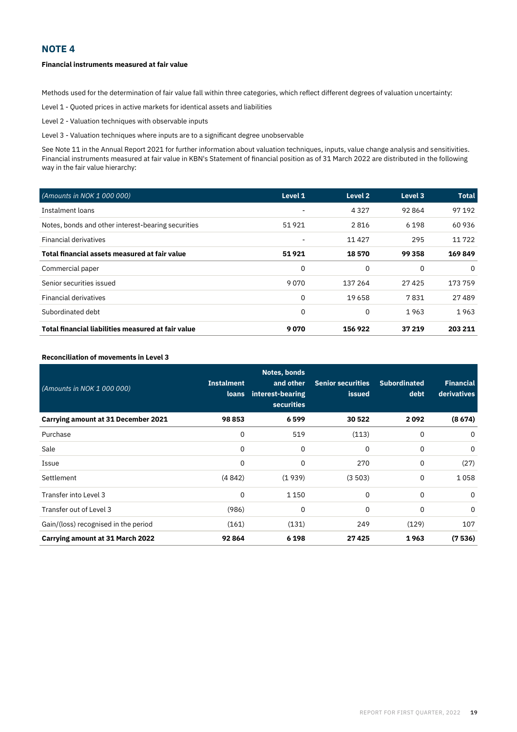## NOTE 4

**Financial instruments measured at fair value**

Methods used for the determination of fair value fall within three categories, which reflect different degrees of valuation uncertainty:

Level 1 - Quoted prices in active markets for identical assets and liabilities

Level 2 - Valuation techniques with observable inputs

Level 3 - Valuation techniques where inputs are to a significant degree unobservable

See Note 11 in the Annual Report 2021 for further information about valuation techniques, inputs, value change analysis and sensitivities. Financial instruments measured at fair value in KBN's Statement of financial position as of 31 March 2022 are distributed in the following way in the fair value hierarchy:

| *(Amounts in NOK 1 000 000)* | Level 1 | Level 2 | Level 3 | Total |
|---|---|---|---|---|
| Instalment loans | - | 4 327 | 92 864 | 97 192 |
| Notes, bonds and other interest-bearing securities | 51 921 | 2 816 | 6 198 | 60 936 |
| Financial derivatives | - | 11 427 | 295 | 11 722 |
| **Total financial assets measured at fair value** | **51 921** | **18 570** | **99 358** | **169 849** |
| Commercial paper | 0 | 0 | 0 | 0 |
| Senior securities issued | 9 070 | 137 264 | 27 425 | 173 759 |
| Financial derivatives | 0 | 19 658 | 7 831 | 27 489 |
| Subordinated debt | 0 | 0 | 1 963 | 1 963 |
| **Total financial liabilities measured at fair value** | **9 070** | **156 922** | **37 219** | **203 211** |

**Reconciliation of movements in Level 3**

| *(Amounts in NOK 1 000 000)* | Instalment loans | Notes, bonds and other interest-bearing securities | Senior securities issued | Subordinated debt | Financial derivatives |
|---|---|---|---|---|---|
| **Carrying amount at 31 December 2021** | **98 853** | **6 599** | **30 522** | **2 092** | **(8 674)** |
| Purchase | 0 | 519 | (113) | 0 | 0 |
| Sale | 0 | 0 | 0 | 0 | 0 |
| Issue | 0 | 0 | 270 | 0 | (27) |
| Settlement | (4 842) | (1 939) | (3 503) | 0 | 1 058 |
| Transfer into Level 3 | 0 | 1 150 | 0 | 0 | 0 |
| Transfer out of Level 3 | (986) | 0 | 0 | 0 | 0 |
| Gain/(loss) recognised in the period | (161) | (131) | 249 | (129) | 107 |
| **Carrying amount at 31 March 2022** | **92 864** | **6 198** | **27 425** | **1 963** | **(7 536)** |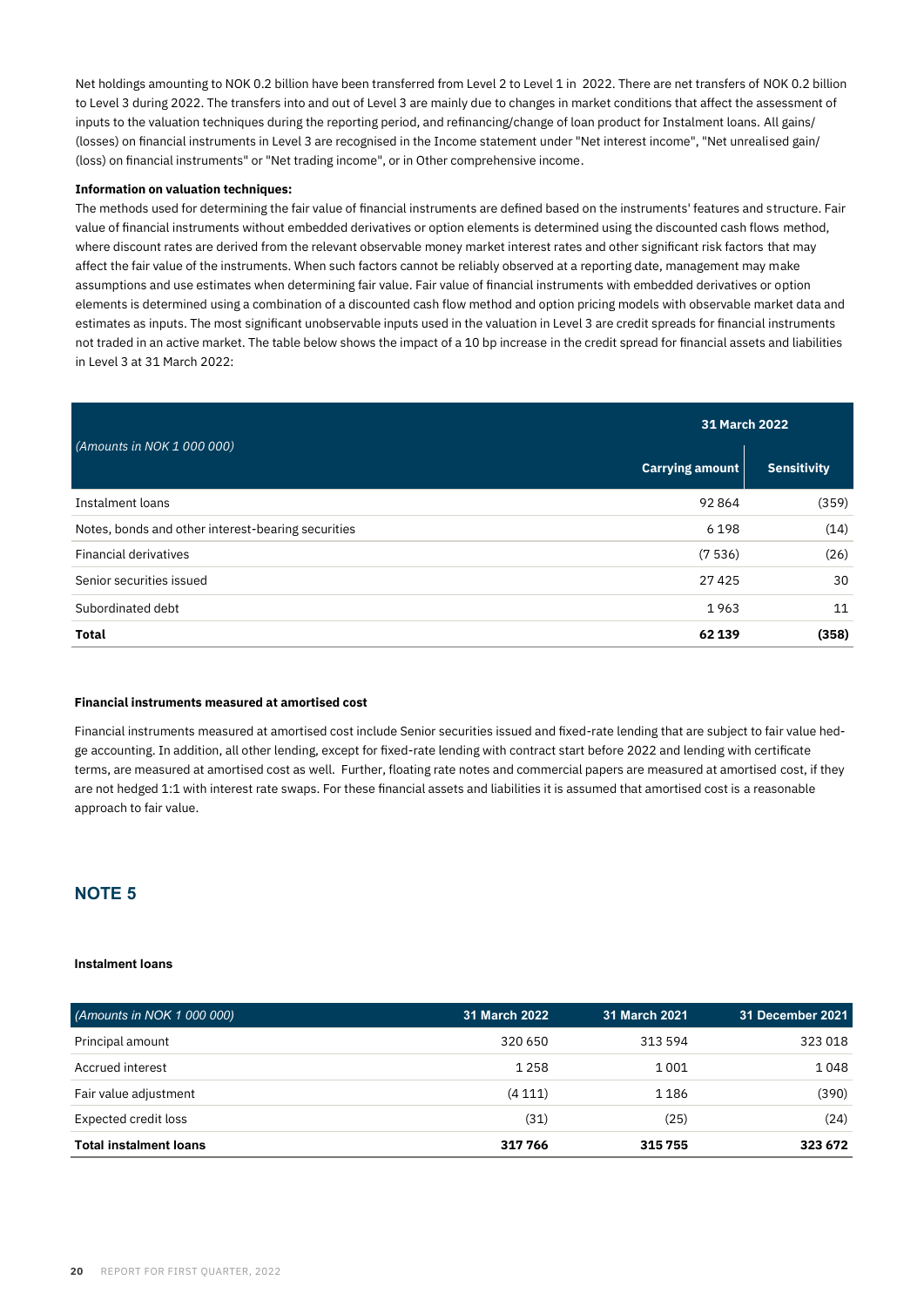Net holdings amounting to NOK 0.2 billion have been transferred from Level 2 to Level 1 in 2022. There are net transfers of NOK 0.2 billion to Level 3 during 2022. The transfers into and out of Level 3 are mainly due to changes in market conditions that affect the assessment of inputs to the valuation techniques during the reporting period, and refinancing/change of loan product for Instalment loans. All gains/(losses) on financial instruments in Level 3 are recognised in the Income statement under "Net interest income", "Net unrealised gain/(loss) on financial instruments" or "Net trading income", or in Other comprehensive income.

**Information on valuation techniques:**

The methods used for determining the fair value of financial instruments are defined based on the instruments' features and structure. Fair value of financial instruments without embedded derivatives or option elements is determined using the discounted cash flows method, where discount rates are derived from the relevant observable money market interest rates and other significant risk factors that may affect the fair value of the instruments. When such factors cannot be reliably observed at a reporting date, management may make assumptions and use estimates when determining fair value. Fair value of financial instruments with embedded derivatives or option elements is determined using a combination of a discounted cash flow method and option pricing models with observable market data and estimates as inputs. The most significant unobservable inputs used in the valuation in Level 3 are credit spreads for financial instruments not traded in an active market. The table below shows the impact of a 10 bp increase in the credit spread for financial assets and liabilities in Level 3 at 31 March 2022:

| *(Amounts in NOK 1 000 000)* | 31 March 2022 | |
|---|---|---|
| | **Carrying amount** | **Sensitivity** |
| Instalment loans | 92 864 | (359) |
| Notes, bonds and other interest-bearing securities | 6 198 | (14) |
| Financial derivatives | (7 536) | (26) |
| Senior securities issued | 27 425 | 30 |
| Subordinated debt | 1 963 | 11 |
| **Total** | **62 139** | **(358)** |

**Financial instruments measured at amortised cost**

Financial instruments measured at amortised cost include Senior securities issued and fixed-rate lending that are subject to fair value hedge accounting. In addition, all other lending, except for fixed-rate lending with contract start before 2022 and lending with certificate terms, are measured at amortised cost as well. Further, floating rate notes and commercial papers are measured at amortised cost, if they are not hedged 1:1 with interest rate swaps. For these financial assets and liabilities it is assumed that amortised cost is a reasonable approach to fair value.

## NOTE 5

**Instalment loans**

| *(Amounts in NOK 1 000 000)* | 31 March 2022 | 31 March 2021 | 31 December 2021 |
|---|---|---|---|
| Principal amount | 320 650 | 313 594 | 323 018 |
| Accrued interest | 1 258 | 1 001 | 1 048 |
| Fair value adjustment | (4 111) | 1 186 | (390) |
| Expected credit loss | (31) | (25) | (24) |
| **Total instalment loans** | **317 766** | **315 755** | **323 672** |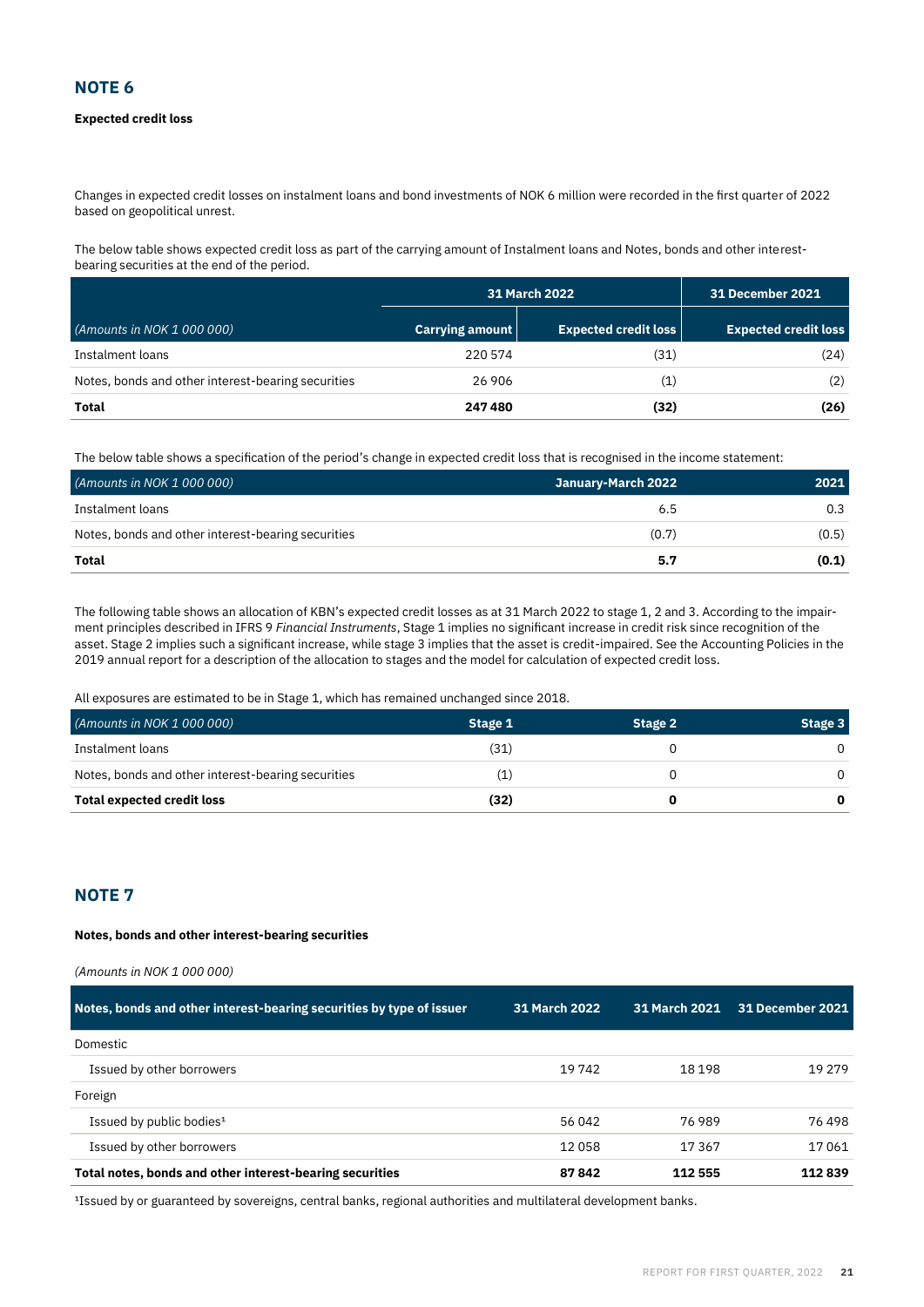## NOTE 6

**Expected credit loss**

Changes in expected credit losses on instalment loans and bond investments of NOK 6 million were recorded in the first quarter of 2022 based on geopolitical unrest.

The below table shows expected credit loss as part of the carrying amount of Instalment loans and Notes, bonds and other interest-bearing securities at the end of the period.

| | 31 March 2022 | | 31 December 2021 |
|---|---|---|---|
| *(Amounts in NOK 1 000 000)* | **Carrying amount** | **Expected credit loss** | **Expected credit loss** |
| Instalment loans | 220 574 | (31) | (24) |
| Notes, bonds and other interest-bearing securities | 26 906 | (1) | (2) |
| **Total** | **247 480** | **(32)** | **(26)** |

The below table shows a specification of the period's change in expected credit loss that is recognised in the income statement:

| *(Amounts in NOK 1 000 000)* | January-March 2022 | 2021 |
|---|---|---|
| Instalment loans | 6.5 | 0.3 |
| Notes, bonds and other interest-bearing securities | (0.7) | (0.5) |
| **Total** | **5.7** | **(0.1)** |

The following table shows an allocation of KBN's expected credit losses as at 31 March 2022 to stage 1, 2 and 3. According to the impairment principles described in IFRS 9 *Financial Instruments*, Stage 1 implies no significant increase in credit risk since recognition of the asset. Stage 2 implies such a significant increase, while stage 3 implies that the asset is credit-impaired. See the Accounting Policies in the 2019 annual report for a description of the allocation to stages and the model for calculation of expected credit loss.

All exposures are estimated to be in Stage 1, which has remained unchanged since 2018.

| *(Amounts in NOK 1 000 000)* | Stage 1 | Stage 2 | Stage 3 |
|---|---|---|---|
| Instalment loans | (31) | 0 | 0 |
| Notes, bonds and other interest-bearing securities | (1) | 0 | 0 |
| **Total expected credit loss** | **(32)** | **0** | **0** |

## NOTE 7

**Notes, bonds and other interest-bearing securities**

*(Amounts in NOK 1 000 000)*

| Notes, bonds and other interest-bearing securities by type of issuer | 31 March 2022 | 31 March 2021 | 31 December 2021 |
|---|---|---|---|
| Domestic | | | |
| Issued by other borrowers | 19 742 | 18 198 | 19 279 |
| Foreign | | | |
| Issued by public bodies[1] | 56 042 | 76 989 | 76 498 |
| Issued by other borrowers | 12 058 | 17 367 | 17 061 |
| **Total notes, bonds and other interest-bearing securities** | **87 842** | **112 555** | **112 839** |

[1]Issued by or guaranteed by sovereigns, central banks, regional authorities and multilateral development banks.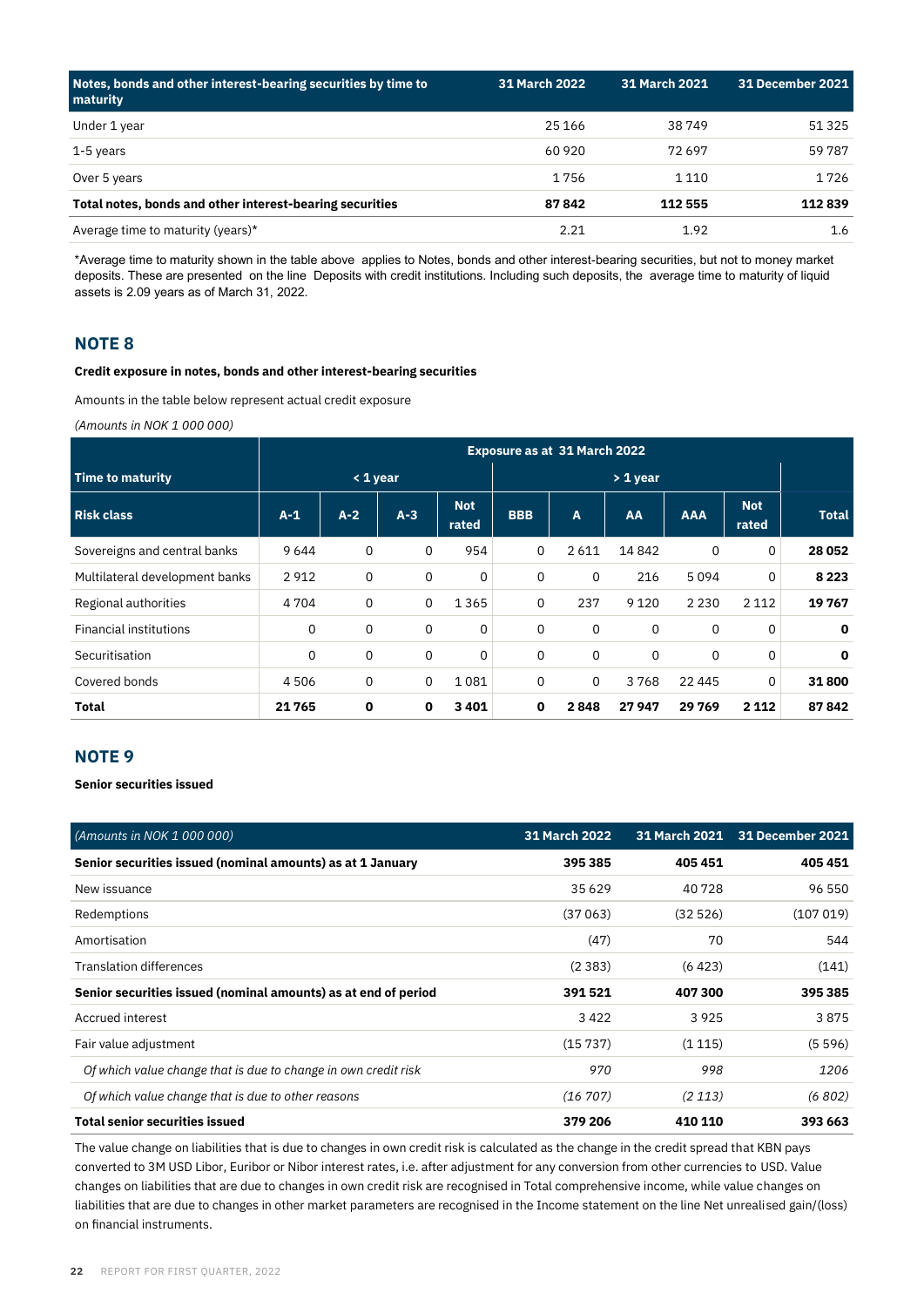| Notes, bonds and other interest-bearing securities by time to maturity | 31 March 2022 | 31 March 2021 | 31 December 2021 |
|---|---|---|---|
| Under 1 year | 25 166 | 38 749 | 51 325 |
| 1-5 years | 60 920 | 72 697 | 59 787 |
| Over 5 years | 1 756 | 1 110 | 1 726 |
| **Total notes, bonds and other interest-bearing securities** | **87 842** | **112 555** | **112 839** |
| Average time to maturity (years)* | 2.21 | 1.92 | 1.6 |

*Average time to maturity shown in the table above applies to Notes, bonds and other interest-bearing securities, but not to money market deposits. These are presented on the line Deposits with credit institutions. Including such deposits, the average time to maturity of liquid assets is 2.09 years as of March 31, 2022.

## NOTE 8

**Credit exposure in notes, bonds and other interest-bearing securities**

Amounts in the table below represent actual credit exposure

*(Amounts in NOK 1 000 000)*

| | Exposure as at 31 March 2022 | | | | | | | | | |
|---|---|---|---|---|---|---|---|---|---|---|
| **Time to maturity** | < 1 year | | | | > 1 year | | | | | |
| **Risk class** | **A-1** | **A-2** | **A-3** | **Not rated** | **BBB** | **A** | **AA** | **AAA** | **Not rated** | **Total** |
| Sovereigns and central banks | 9 644 | 0 | 0 | 954 | 0 | 2 611 | 14 842 | 0 | 0 | **28 052** |
| Multilateral development banks | 2 912 | 0 | 0 | 0 | 0 | 0 | 216 | 5 094 | 0 | **8 223** |
| Regional authorities | 4 704 | 0 | 0 | 1 365 | 0 | 237 | 9 120 | 2 230 | 2 112 | **19 767** |
| Financial institutions | 0 | 0 | 0 | 0 | 0 | 0 | 0 | 0 | 0 | **0** |
| Securitisation | 0 | 0 | 0 | 0 | 0 | 0 | 0 | 0 | 0 | **0** |
| Covered bonds | 4 506 | 0 | 0 | 1 081 | 0 | 0 | 3 768 | 22 445 | 0 | **31 800** |
| **Total** | **21 765** | **0** | **0** | **3 401** | **0** | **2 848** | **27 947** | **29 769** | **2 112** | **87 842** |

## NOTE 9

**Senior securities issued**

| *(Amounts in NOK 1 000 000)* | 31 March 2022 | 31 March 2021 | 31 December 2021 |
|---|---|---|---|
| **Senior securities issued (nominal amounts) as at 1 January** | **395 385** | **405 451** | **405 451** |
| New issuance | 35 629 | 40 728 | 96 550 |
| Redemptions | (37 063) | (32 526) | (107 019) |
| Amortisation | (47) | 70 | 544 |
| Translation differences | (2 383) | (6 423) | (141) |
| **Senior securities issued (nominal amounts) as at end of period** | **391 521** | **407 300** | **395 385** |
| Accrued interest | 3 422 | 3 925 | 3 875 |
| Fair value adjustment | (15 737) | (1 115) | (5 596) |
| *Of which value change that is due to change in own credit risk* | *970* | *998* | *1206* |
| *Of which value change that is due to other reasons* | *(16 707)* | *(2 113)* | *(6 802)* |
| **Total senior securities issued** | **379 206** | **410 110** | **393 663** |

The value change on liabilities that is due to changes in own credit risk is calculated as the change in the credit spread that KBN pays converted to 3M USD Libor, Euribor or Nibor interest rates, i.e. after adjustment for any conversion from other currencies to USD. Value changes on liabilities that are due to changes in own credit risk are recognised in Total comprehensive income, while value changes on liabilities that are due to changes in other market parameters are recognised in the Income statement on the line Net unrealised gain/(loss) on financial instruments.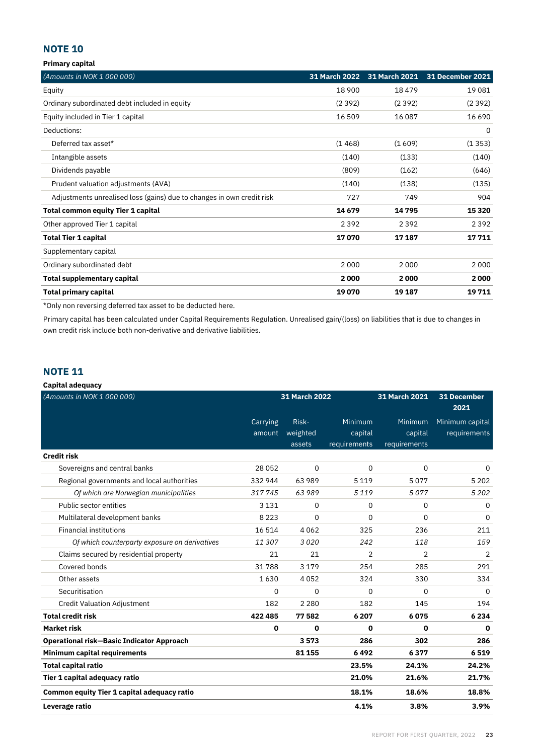## NOTE 10

**Primary capital**

| (Amounts in NOK 1 000 000) | 31 March 2022 | 31 March 2021 | 31 December 2021 |
|---|---|---|---|
| Equity | 18 900 | 18 479 | 19 081 |
| Ordinary subordinated debt included in equity | (2 392) | (2 392) | (2 392) |
| Equity included in Tier 1 capital | 16 509 | 16 087 | 16 690 |
| Deductions: | | | 0 |
| Deferred tax asset* | (1 468) | (1 609) | (1 353) |
| Intangible assets | (140) | (133) | (140) |
| Dividends payable | (809) | (162) | (646) |
| Prudent valuation adjustments (AVA) | (140) | (138) | (135) |
| Adjustments unrealised loss (gains) due to changes in own credit risk | 727 | 749 | 904 |
| **Total common equity Tier 1 capital** | **14 679** | **14 795** | **15 320** |
| Other approved Tier 1 capital | 2 392 | 2 392 | 2 392 |
| **Total Tier 1 capital** | **17 070** | **17 187** | **17 711** |
| Supplementary capital | | | |
| Ordinary subordinated debt | 2 000 | 2 000 | 2 000 |
| **Total supplementary capital** | **2 000** | **2 000** | **2 000** |
| **Total primary capital** | **19 070** | **19 187** | **19 711** |

*Only non reversing deferred tax asset to be deducted here.

Primary capital has been calculated under Capital Requirements Regulation. Unrealised gain/(loss) on liabilities that is due to changes in own credit risk include both non-derivative and derivative liabilities.

## NOTE 11

**Capital adequacy**

| (Amounts in NOK 1 000 000) | 31 March 2022 | | | 31 March 2021 | 31 December 2021 |
|---|---|---|---|---|---|
| | Carrying amount | Risk-weighted assets | Minimum capital requirements | Minimum capital requirements | Minimum capital requirements |
| **Credit risk** | | | | | |
| Sovereigns and central banks | 28 052 | 0 | 0 | 0 | 0 |
| Regional governments and local authorities | 332 944 | 63 989 | 5 119 | 5 077 | 5 202 |
| *Of which are Norwegian municipalities* | *317 745* | *63 989* | *5 119* | *5 077* | *5 202* |
| Public sector entities | 3 131 | 0 | 0 | 0 | 0 |
| Multilateral development banks | 8 223 | 0 | 0 | 0 | 0 |
| Financial institutions | 16 514 | 4 062 | 325 | 236 | 211 |
| *Of which counterparty exposure on derivatives* | *11 307* | *3 020* | *242* | *118* | *159* |
| Claims secured by residential property | 21 | 21 | 2 | 2 | 2 |
| Covered bonds | 31 788 | 3 179 | 254 | 285 | 291 |
| Other assets | 1 630 | 4 052 | 324 | 330 | 334 |
| Securitisation | 0 | 0 | 0 | 0 | 0 |
| Credit Valuation Adjustment | 182 | 2 280 | 182 | 145 | 194 |
| **Total credit risk** | **422 485** | **77 582** | **6 207** | **6 075** | **6 234** |
| **Market risk** | **0** | **0** | **0** | **0** | **0** |
| **Operational risk—Basic Indicator Approach** | | **3 573** | **286** | **302** | **286** |
| **Minimum capital requirements** | | **81 155** | **6 492** | **6 377** | **6 519** |
| **Total capital ratio** | | | **23.5%** | **24.1%** | **24.2%** |
| **Tier 1 capital adequacy ratio** | | | **21.0%** | **21.6%** | **21.7%** |
| **Common equity Tier 1 capital adequacy ratio** | | | **18.1%** | **18.6%** | **18.8%** |
| **Leverage ratio** | | | **4.1%** | **3.8%** | **3.9%** |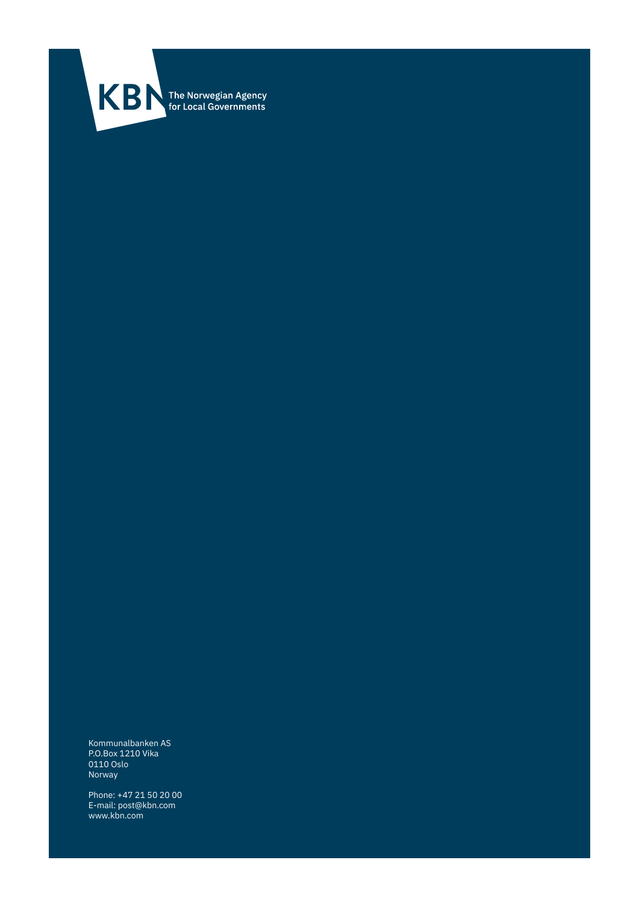KBN The Norwegian Agency for Local Governments

Kommunalbanken AS
P.O.Box 1210 Vika
0110 Oslo
Norway

Phone: +47 21 50 20 00
E-mail: post@kbn.com
www.kbn.com